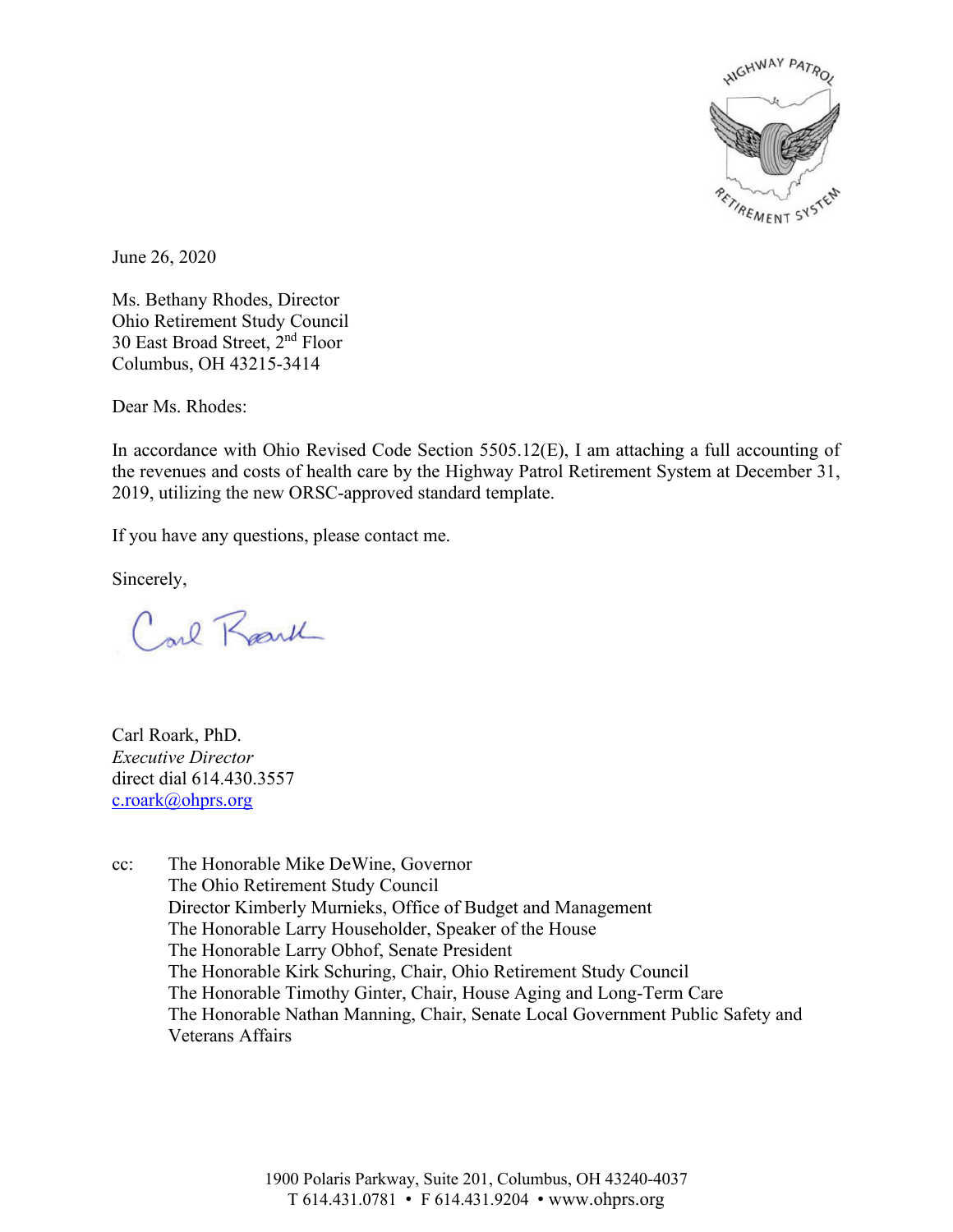June 26, 2020

Ms. Bethany Rhodes, Director
Ohio Retirement Study Council
30 East Broad Street, 2nd Floor
Columbus, OH 43215-3414

Dear Ms. Rhodes:

In accordance with Ohio Revised Code Section 5505.12(E), I am attaching a full accounting of the revenues and costs of health care by the Highway Patrol Retirement System at December 31, 2019, utilizing the new ORSC-approved standard template.

If you have any questions, please contact me.

Sincerely,

Carl Roark, PhD.
*Executive Director*
direct dial 614.430.3557
c.roark@ohprs.org

cc: The Honorable Mike DeWine, Governor
The Ohio Retirement Study Council
Director Kimberly Murnieks, Office of Budget and Management
The Honorable Larry Householder, Speaker of the House
The Honorable Larry Obhof, Senate President
The Honorable Kirk Schuring, Chair, Ohio Retirement Study Council
The Honorable Timothy Ginter, Chair, House Aging and Long-Term Care
The Honorable Nathan Manning, Chair, Senate Local Government Public Safety and Veterans Affairs

1900 Polaris Parkway, Suite 201, Columbus, OH 43240-4037
T 614.431.0781 • F 614.431.9204 • www.ohprs.org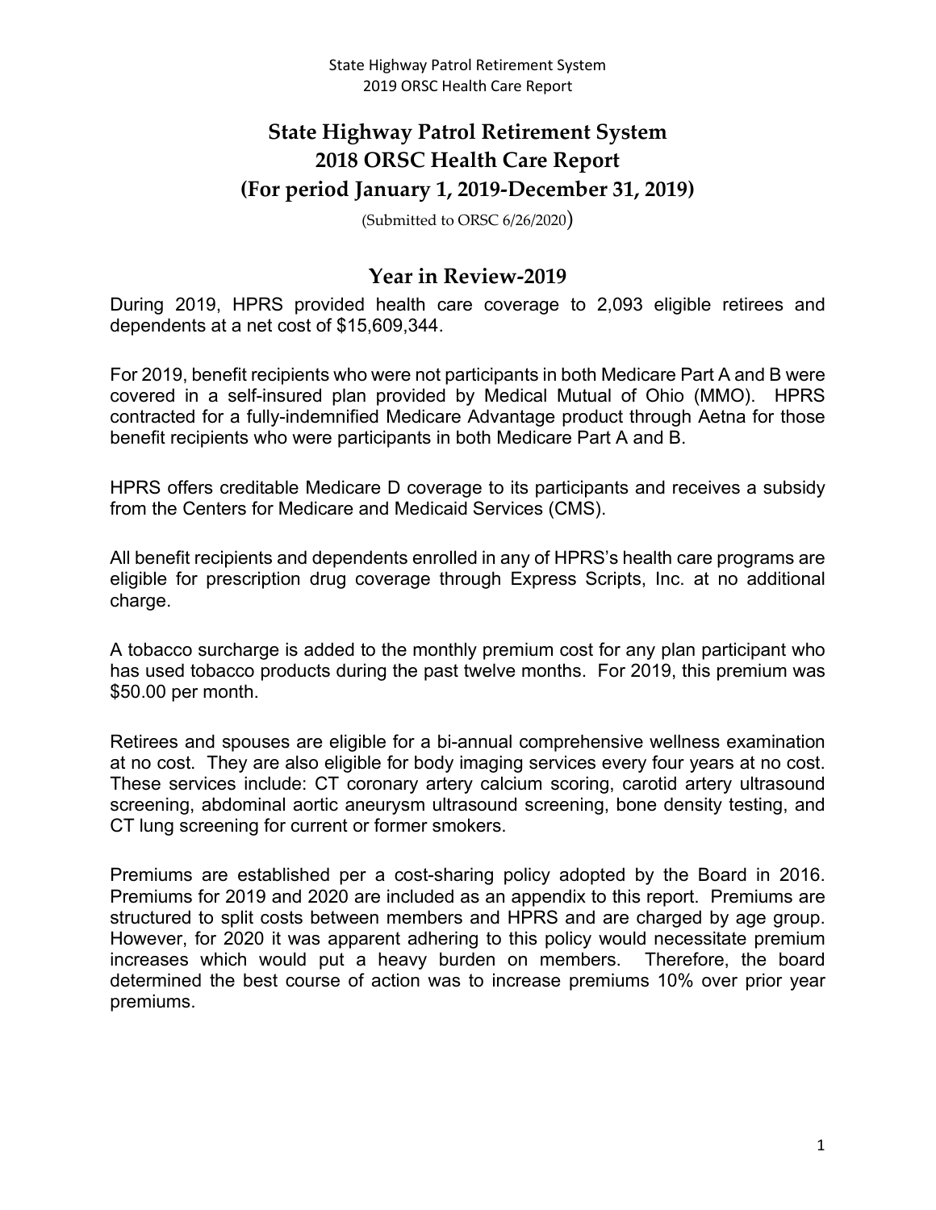# State Highway Patrol Retirement System
# 2018 ORSC Health Care Report
# (For period January 1, 2019-December 31, 2019)

(Submitted to ORSC 6/26/2020)

## Year in Review-2019

During 2019, HPRS provided health care coverage to 2,093 eligible retirees and dependents at a net cost of $15,609,344.

For 2019, benefit recipients who were not participants in both Medicare Part A and B were covered in a self-insured plan provided by Medical Mutual of Ohio (MMO). HPRS contracted for a fully-indemnified Medicare Advantage product through Aetna for those benefit recipients who were participants in both Medicare Part A and B.

HPRS offers creditable Medicare D coverage to its participants and receives a subsidy from the Centers for Medicare and Medicaid Services (CMS).

All benefit recipients and dependents enrolled in any of HPRS's health care programs are eligible for prescription drug coverage through Express Scripts, Inc. at no additional charge.

A tobacco surcharge is added to the monthly premium cost for any plan participant who has used tobacco products during the past twelve months. For 2019, this premium was $50.00 per month.

Retirees and spouses are eligible for a bi-annual comprehensive wellness examination at no cost. They are also eligible for body imaging services every four years at no cost. These services include: CT coronary artery calcium scoring, carotid artery ultrasound screening, abdominal aortic aneurysm ultrasound screening, bone density testing, and CT lung screening for current or former smokers.

Premiums are established per a cost-sharing policy adopted by the Board in 2016. Premiums for 2019 and 2020 are included as an appendix to this report. Premiums are structured to split costs between members and HPRS and are charged by age group. However, for 2020 it was apparent adhering to this policy would necessitate premium increases which would put a heavy burden on members. Therefore, the board determined the best course of action was to increase premiums 10% over prior year premiums.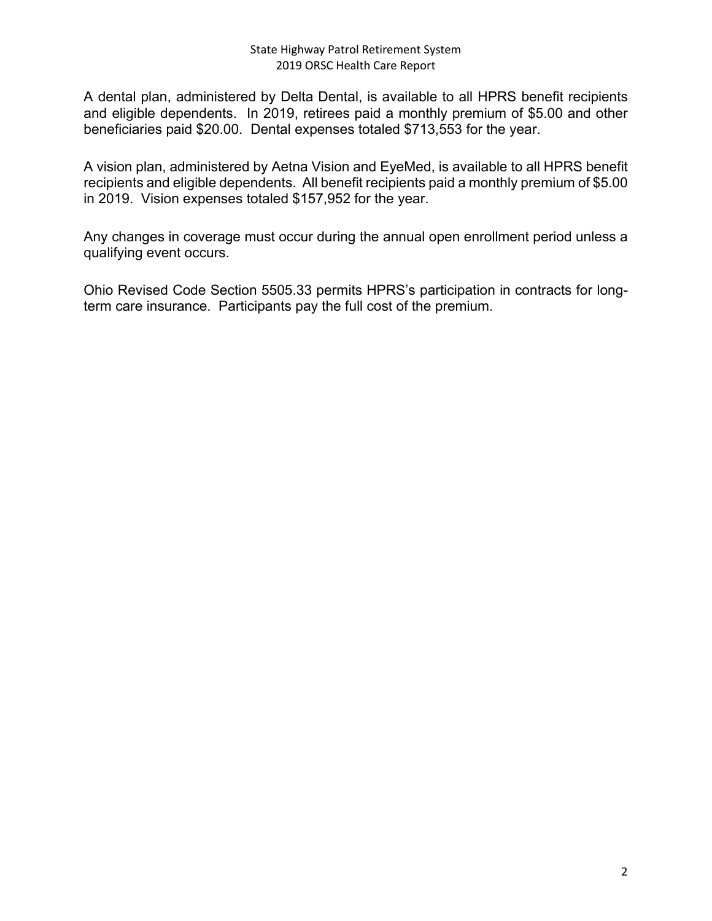A dental plan, administered by Delta Dental, is available to all HPRS benefit recipients and eligible dependents. In 2019, retirees paid a monthly premium of $5.00 and other beneficiaries paid $20.00. Dental expenses totaled $713,553 for the year.

A vision plan, administered by Aetna Vision and EyeMed, is available to all HPRS benefit recipients and eligible dependents. All benefit recipients paid a monthly premium of $5.00 in 2019. Vision expenses totaled $157,952 for the year.

Any changes in coverage must occur during the annual open enrollment period unless a qualifying event occurs.

Ohio Revised Code Section 5505.33 permits HPRS's participation in contracts for long-term care insurance. Participants pay the full cost of the premium.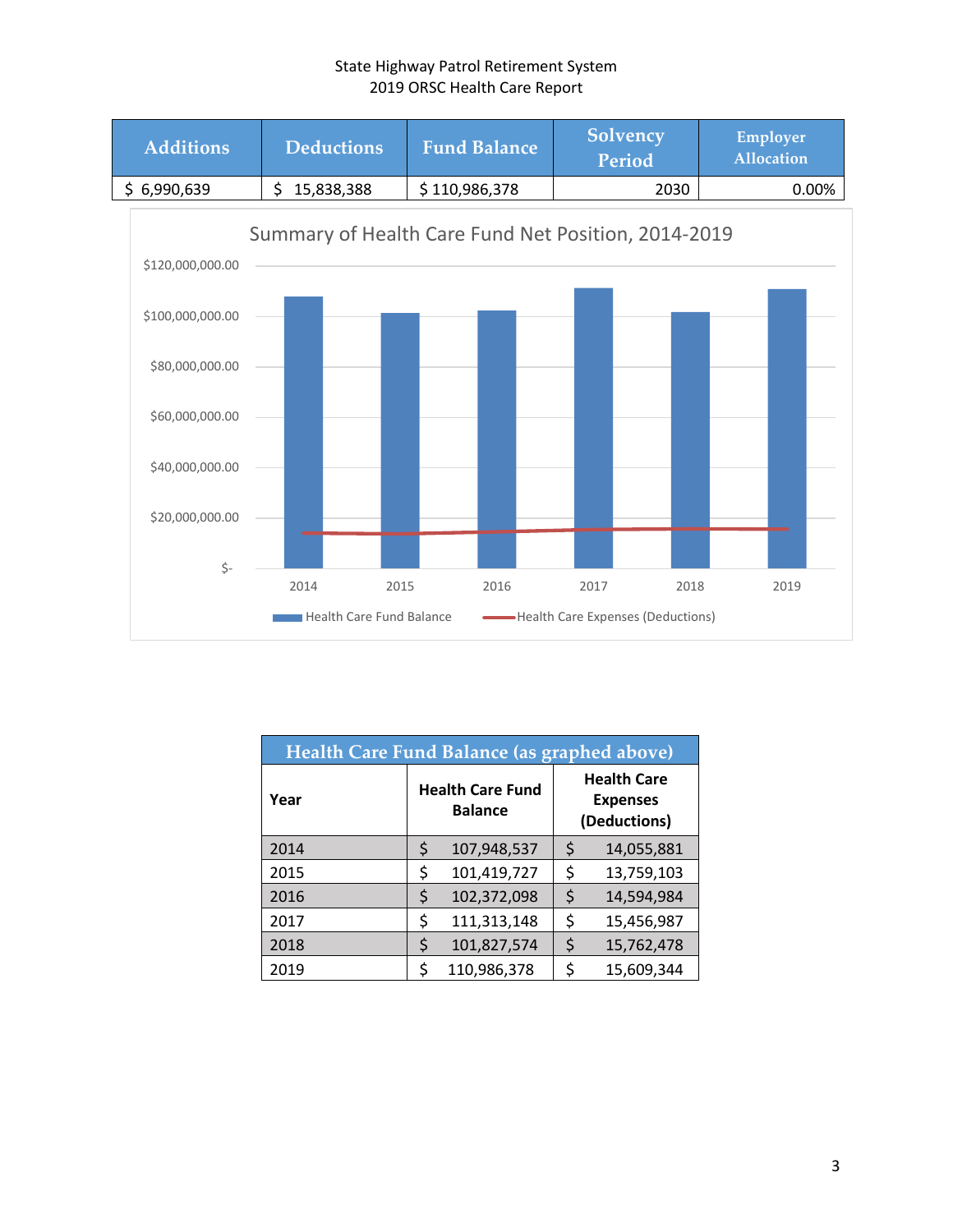| Additions | Deductions | Fund Balance | Solvency Period | Employer Allocation |
|---|---|---|---|---|
| $ 6,990,639 | $ 15,838,388 | $ 110,986,378 | 2030 | 0.00% |

Summary of Health Care Fund Net Position, 2014-2019

Health Care Fund Balance | Health Care Expenses (Deductions)

| Health Care Fund Balance (as graphed above) | | |
|---|---|---|
| **Year** | **Health Care Fund Balance** | **Health Care Expenses (Deductions)** |
| 2014 | $ 107,948,537 | $ 14,055,881 |
| 2015 | $ 101,419,727 | $ 13,759,103 |
| 2016 | $ 102,372,098 | $ 14,594,984 |
| 2017 | $ 111,313,148 | $ 15,456,987 |
| 2018 | $ 101,827,574 | $ 15,762,478 |
| 2019 | $ 110,986,378 | $ 15,609,344 |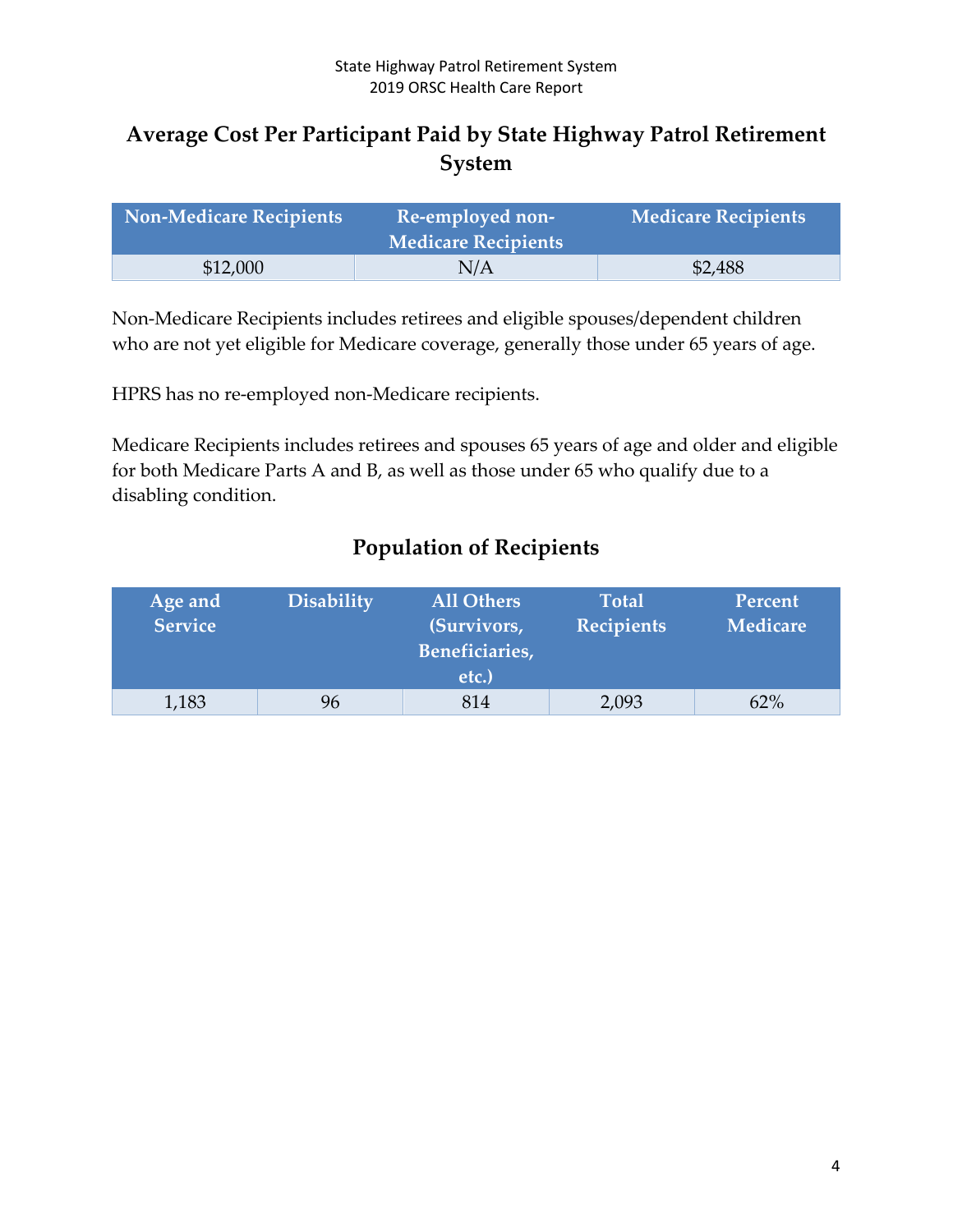## Average Cost Per Participant Paid by State Highway Patrol Retirement System

| Non-Medicare Recipients | Re-employed non-Medicare Recipients | Medicare Recipients |
|---|---|---|
| $12,000 | N/A | $2,488 |

Non-Medicare Recipients includes retirees and eligible spouses/dependent children who are not yet eligible for Medicare coverage, generally those under 65 years of age.

HPRS has no re-employed non-Medicare recipients.

Medicare Recipients includes retirees and spouses 65 years of age and older and eligible for both Medicare Parts A and B, as well as those under 65 who qualify due to a disabling condition.

## Population of Recipients

| Age and Service | Disability | All Others (Survivors, Beneficiaries, etc.) | Total Recipients | Percent Medicare |
|---|---|---|---|---|
| 1,183 | 96 | 814 | 2,093 | 62% |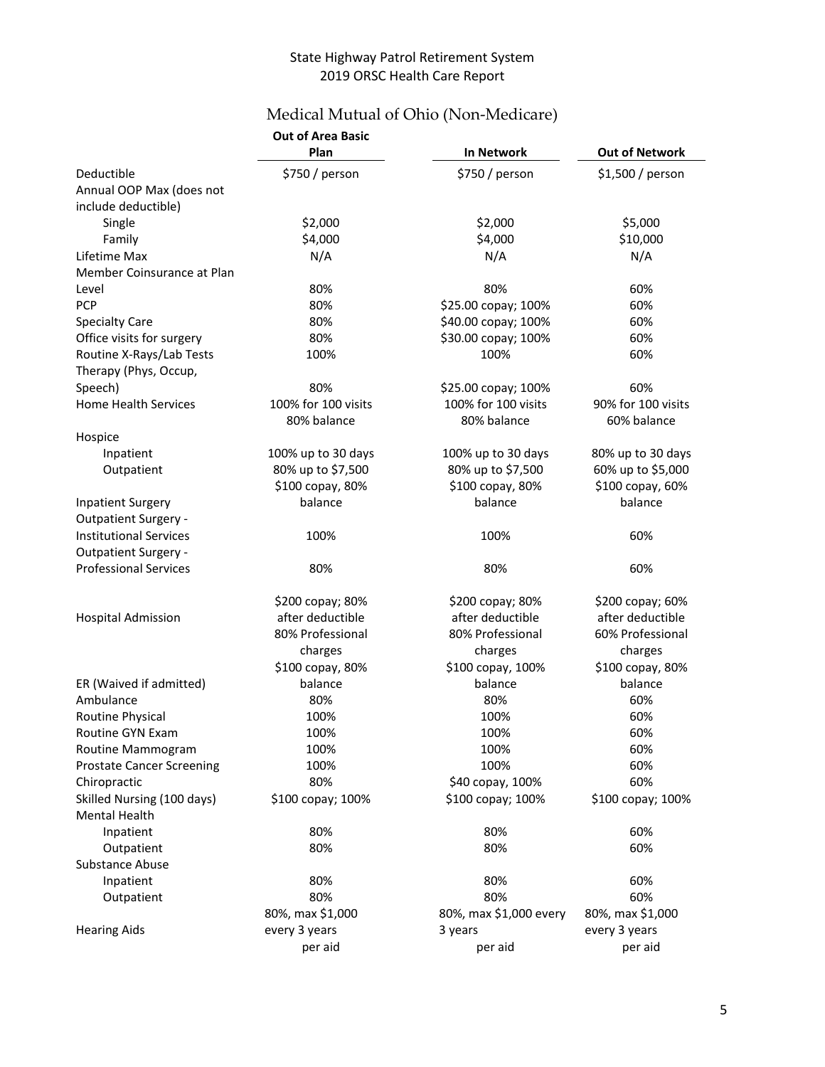State Highway Patrol Retirement System
2019 ORSC Health Care Report

## Medical Mutual of Ohio (Non-Medicare)

| | Out of Area Basic Plan | In Network | Out of Network |
|---|---|---|---|
| Deductible | $750 / person | $750 / person | $1,500 / person |
| Annual OOP Max (does not include deductible) | | | |
| Single | $2,000 | $2,000 | $5,000 |
| Family | $4,000 | $4,000 | $10,000 |
| Lifetime Max | N/A | N/A | N/A |
| Member Coinsurance at Plan Level | 80% | 80% | 60% |
| PCP | 80% | $25.00 copay; 100% | 60% |
| Specialty Care | 80% | $40.00 copay; 100% | 60% |
| Office visits for surgery | 80% | $30.00 copay; 100% | 60% |
| Routine X-Rays/Lab Tests | 100% | 100% | 60% |
| Therapy (Phys, Occup, Speech) | 80% | $25.00 copay; 100% | 60% |
| Home Health Services | 100% for 100 visits 80% balance | 100% for 100 visits 80% balance | 90% for 100 visits 60% balance |
| Hospice | | | |
| Inpatient | 100% up to 30 days | 100% up to 30 days | 80% up to 30 days |
| Outpatient | 80% up to $7,500 | 80% up to $7,500 | 60% up to $5,000 |
| Inpatient Surgery | $100 copay, 80% balance | $100 copay, 80% balance | $100 copay, 60% balance |
| Outpatient Surgery - Institutional Services | 100% | 100% | 60% |
| Outpatient Surgery - Professional Services | 80% | 80% | 60% |
| Hospital Admission | $200 copay; 80% after deductible 80% Professional charges | $200 copay; 80% after deductible 80% Professional charges | $200 copay; 60% after deductible 60% Professional charges |
| ER (Waived if admitted) | $100 copay, 80% balance | $100 copay, 100% balance | $100 copay, 80% balance |
| Ambulance | 80% | 80% | 60% |
| Routine Physical | 100% | 100% | 60% |
| Routine GYN Exam | 100% | 100% | 60% |
| Routine Mammogram | 100% | 100% | 60% |
| Prostate Cancer Screening | 100% | 100% | 60% |
| Chiropractic | 80% | $40 copay, 100% | 60% |
| Skilled Nursing (100 days) | $100 copay; 100% | $100 copay; 100% | $100 copay; 100% |
| Mental Health | | | |
| Inpatient | 80% | 80% | 60% |
| Outpatient | 80% | 80% | 60% |
| Substance Abuse | | | |
| Inpatient | 80% | 80% | 60% |
| Outpatient | 80% | 80% | 60% |
| Hearing Aids | 80%, max $1,000 every 3 years per aid | 80%, max $1,000 every 3 years per aid | 80%, max $1,000 every 3 years per aid |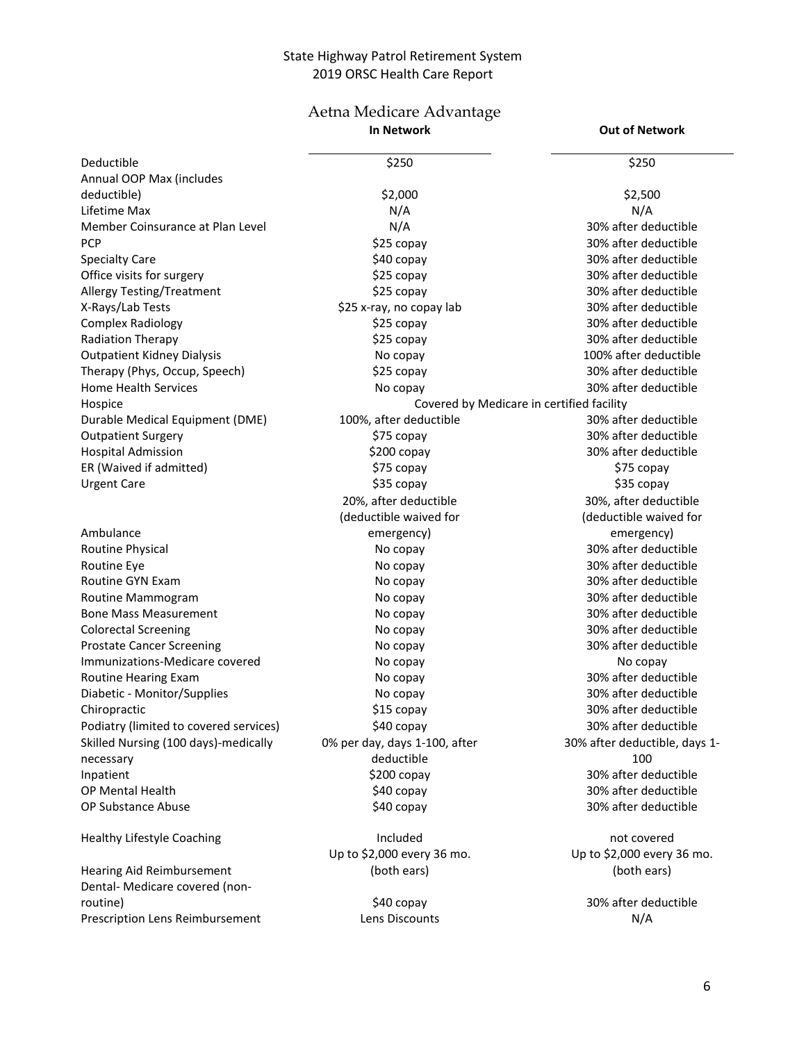State Highway Patrol Retirement System
2019 ORSC Health Care Report

## Aetna Medicare Advantage

| | In Network | Out of Network |
|---|---|---|
| Deductible | $250 | $250 |
| Annual OOP Max (includes deductible) | $2,000 | $2,500 |
| Lifetime Max | N/A | N/A |
| Member Coinsurance at Plan Level | N/A | 30% after deductible |
| PCP | $25 copay | 30% after deductible |
| Specialty Care | $40 copay | 30% after deductible |
| Office visits for surgery | $25 copay | 30% after deductible |
| Allergy Testing/Treatment | $25 copay | 30% after deductible |
| X-Rays/Lab Tests | $25 x-ray, no copay lab | 30% after deductible |
| Complex Radiology | $25 copay | 30% after deductible |
| Radiation Therapy | $25 copay | 30% after deductible |
| Outpatient Kidney Dialysis | No copay | 100% after deductible |
| Therapy (Phys, Occup, Speech) | $25 copay | 30% after deductible |
| Home Health Services | No copay | 30% after deductible |
| Hospice | Covered by Medicare in certified facility | |
| Durable Medical Equipment (DME) | 100%, after deductible | 30% after deductible |
| Outpatient Surgery | $75 copay | 30% after deductible |
| Hospital Admission | $200 copay | 30% after deductible |
| ER (Waived if admitted) | $75 copay | $75 copay |
| Urgent Care | $35 copay | $35 copay |
| Ambulance | 20%, after deductible (deductible waived for emergency) | 30%, after deductible (deductible waived for emergency) |
| Routine Physical | No copay | 30% after deductible |
| Routine Eye | No copay | 30% after deductible |
| Routine GYN Exam | No copay | 30% after deductible |
| Routine Mammogram | No copay | 30% after deductible |
| Bone Mass Measurement | No copay | 30% after deductible |
| Colorectal Screening | No copay | 30% after deductible |
| Prostate Cancer Screening | No copay | 30% after deductible |
| Immunizations-Medicare covered | No copay | No copay |
| Routine Hearing Exam | No copay | 30% after deductible |
| Diabetic - Monitor/Supplies | No copay | 30% after deductible |
| Chiropractic | $15 copay | 30% after deductible |
| Podiatry (limited to covered services) | $40 copay | 30% after deductible |
| Skilled Nursing (100 days)-medically necessary | 0% per day, days 1-100, after deductible | 30% after deductible, days 1-100 |
| Inpatient | $200 copay | 30% after deductible |
| OP Mental Health | $40 copay | 30% after deductible |
| OP Substance Abuse | $40 copay | 30% after deductible |
| Healthy Lifestyle Coaching | Included | not covered |
| Hearing Aid Reimbursement | Up to $2,000 every 36 mo. (both ears) | Up to $2,000 every 36 mo. (both ears) |
| Dental- Medicare covered (non-routine) | $40 copay | 30% after deductible |
| Prescription Lens Reimbursement | Lens Discounts | N/A |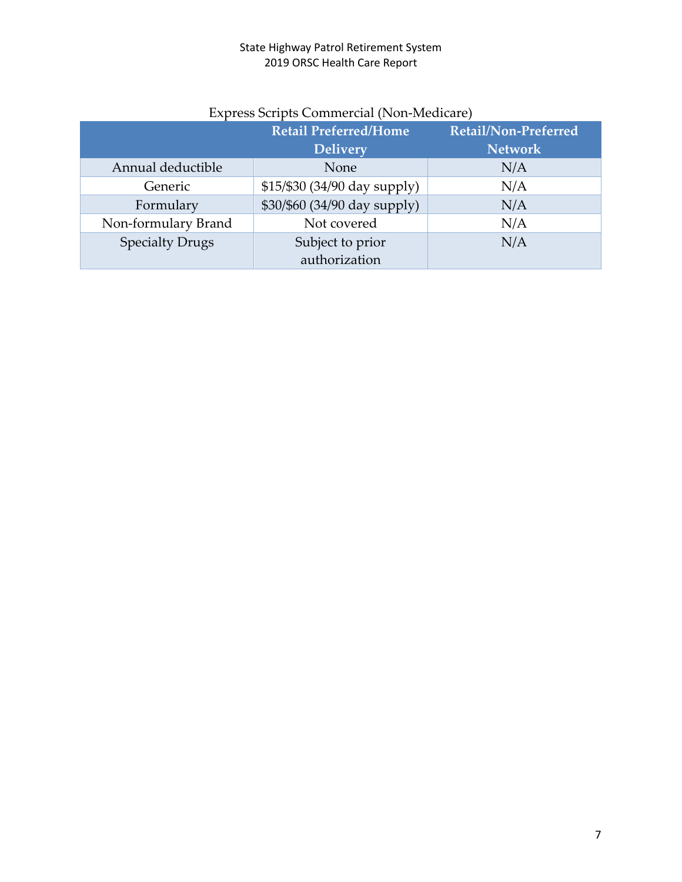Express Scripts Commercial (Non-Medicare)

| | Retail Preferred/Home Delivery | Retail/Non-Preferred Network |
|---|---|---|
| Annual deductible | None | N/A |
| Generic | $15/$30 (34/90 day supply) | N/A |
| Formulary | $30/$60 (34/90 day supply) | N/A |
| Non-formulary Brand | Not covered | N/A |
| Specialty Drugs | Subject to prior authorization | N/A |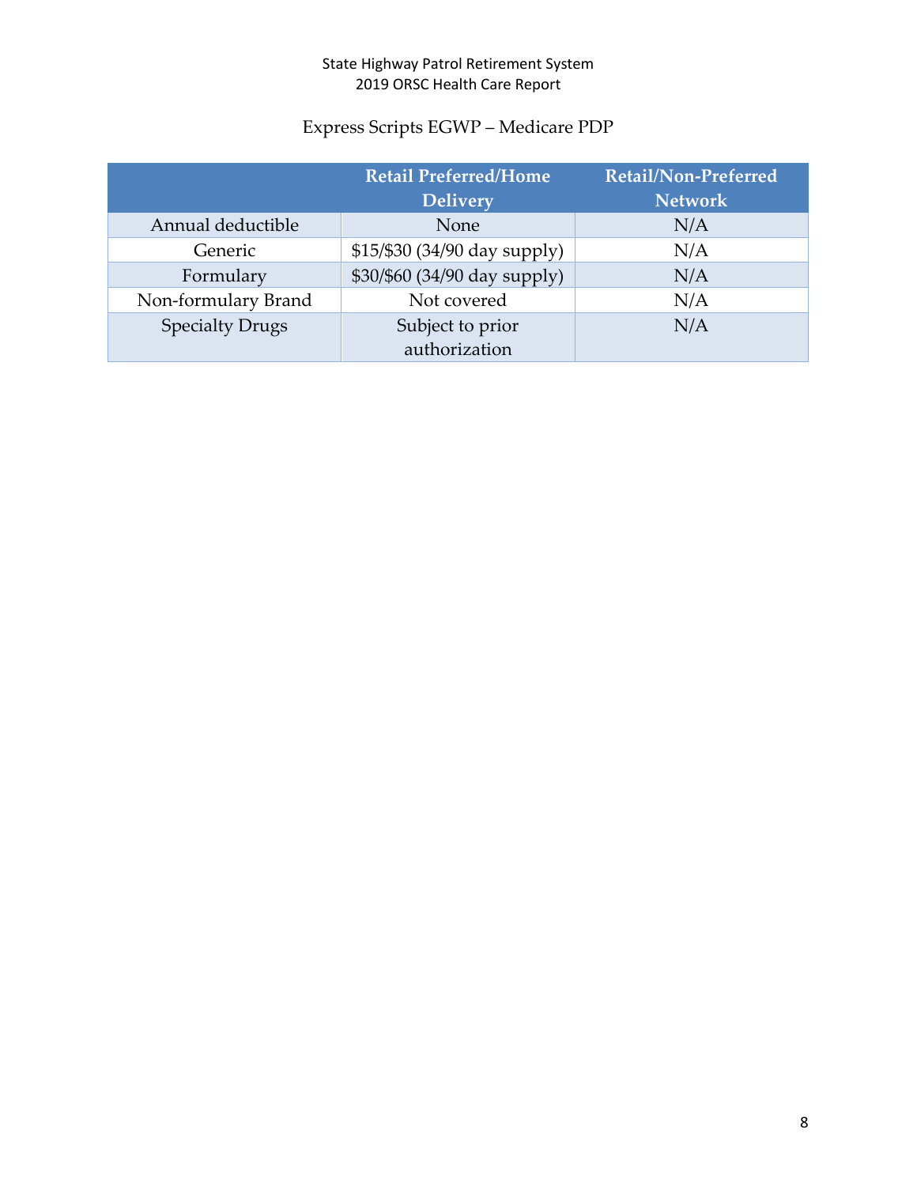## Express Scripts EGWP – Medicare PDP

| | Retail Preferred/Home Delivery | Retail/Non-Preferred Network |
|---|---|---|
| Annual deductible | None | N/A |
| Generic | $15/$30 (34/90 day supply) | N/A |
| Formulary | $30/$60 (34/90 day supply) | N/A |
| Non-formulary Brand | Not covered | N/A |
| Specialty Drugs | Subject to prior authorization | N/A |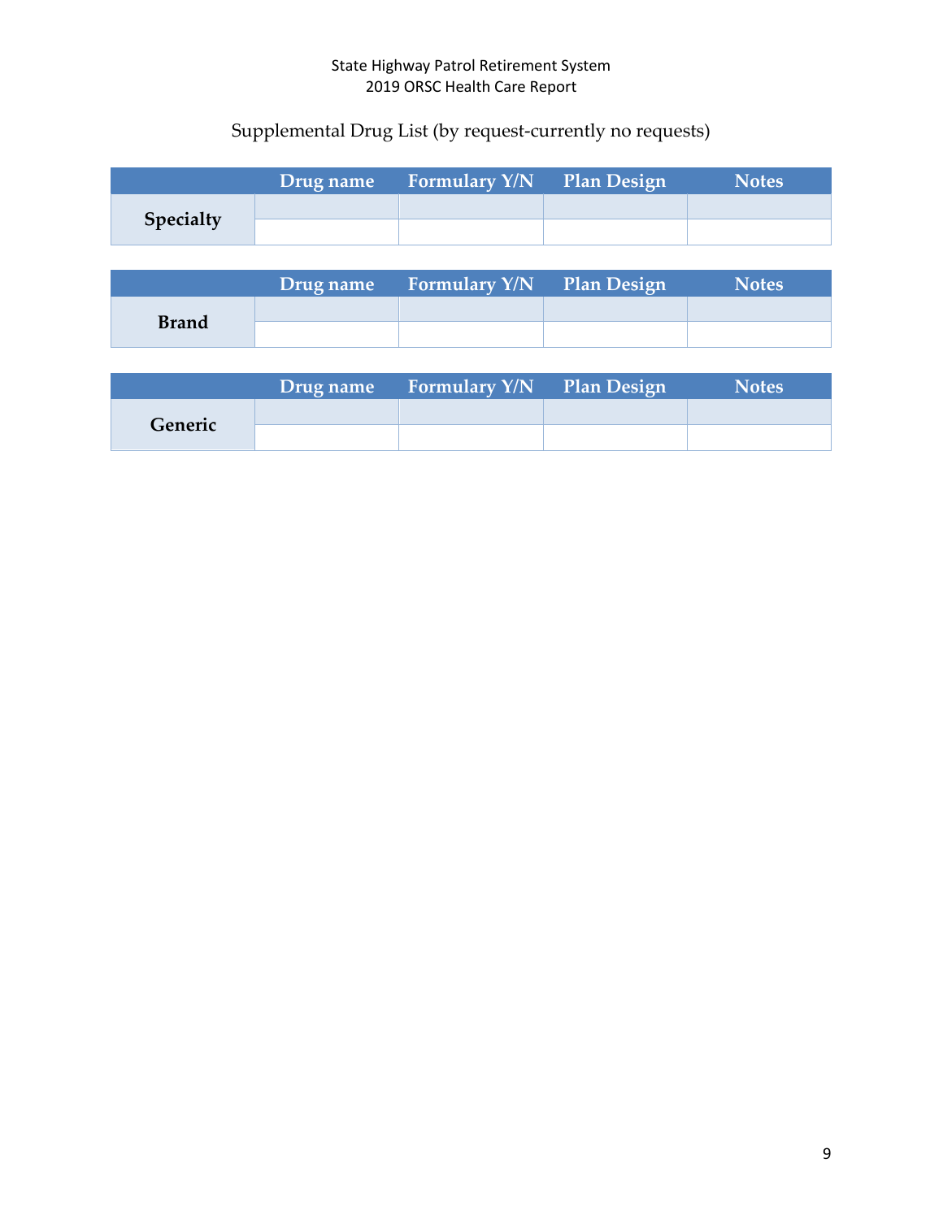## Supplemental Drug List (by request-currently no requests)

| | Drug name | Formulary Y/N | Plan Design | Notes |
|---|---|---|---|---|
| **Specialty** | | | | |
| | | | | |

| | Drug name | Formulary Y/N | Plan Design | Notes |
|---|---|---|---|---|
| **Brand** | | | | |
| | | | | |

| | Drug name | Formulary Y/N | Plan Design | Notes |
|---|---|---|---|---|
| **Generic** | | | | |
| | | | | |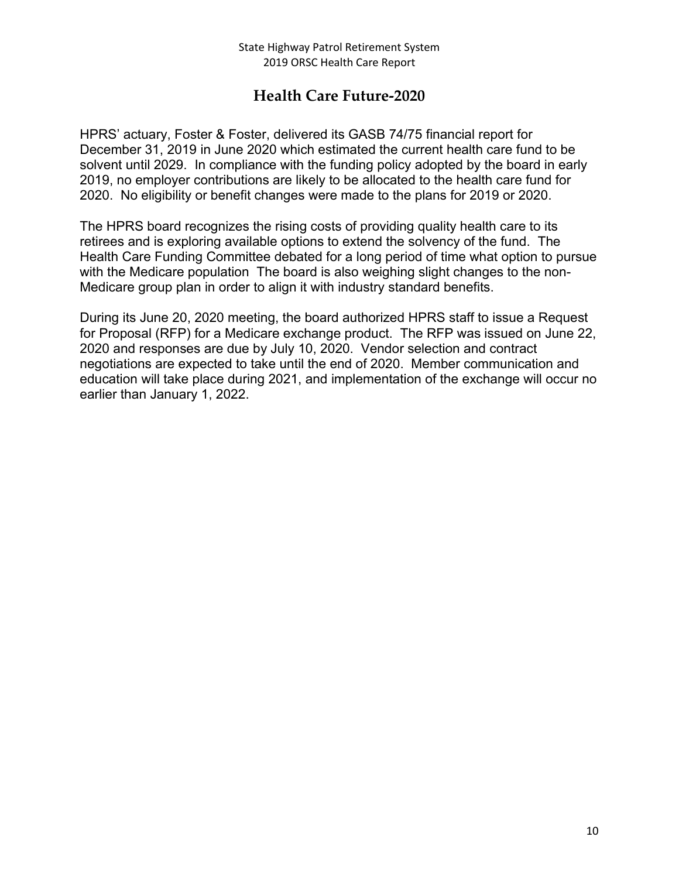## Health Care Future-2020

HPRS' actuary, Foster & Foster, delivered its GASB 74/75 financial report for December 31, 2019 in June 2020 which estimated the current health care fund to be solvent until 2029. In compliance with the funding policy adopted by the board in early 2019, no employer contributions are likely to be allocated to the health care fund for 2020. No eligibility or benefit changes were made to the plans for 2019 or 2020.

The HPRS board recognizes the rising costs of providing quality health care to its retirees and is exploring available options to extend the solvency of the fund. The Health Care Funding Committee debated for a long period of time what option to pursue with the Medicare population The board is also weighing slight changes to the non-Medicare group plan in order to align it with industry standard benefits.

During its June 20, 2020 meeting, the board authorized HPRS staff to issue a Request for Proposal (RFP) for a Medicare exchange product. The RFP was issued on June 22, 2020 and responses are due by July 10, 2020. Vendor selection and contract negotiations are expected to take until the end of 2020. Member communication and education will take place during 2021, and implementation of the exchange will occur no earlier than January 1, 2022.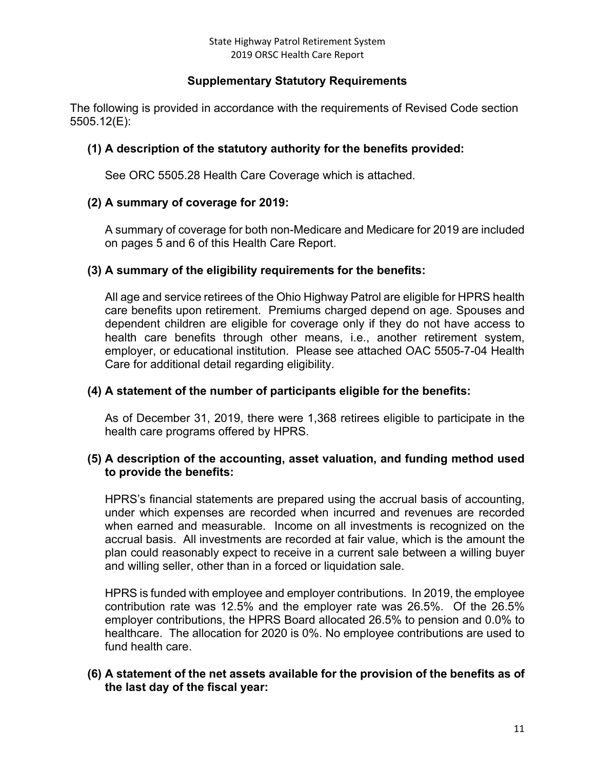## Supplementary Statutory Requirements

The following is provided in accordance with the requirements of Revised Code section 5505.12(E):

### (1) A description of the statutory authority for the benefits provided:

See ORC 5505.28 Health Care Coverage which is attached.

### (2) A summary of coverage for 2019:

A summary of coverage for both non-Medicare and Medicare for 2019 are included on pages 5 and 6 of this Health Care Report.

### (3) A summary of the eligibility requirements for the benefits:

All age and service retirees of the Ohio Highway Patrol are eligible for HPRS health care benefits upon retirement. Premiums charged depend on age. Spouses and dependent children are eligible for coverage only if they do not have access to health care benefits through other means, i.e., another retirement system, employer, or educational institution. Please see attached OAC 5505-7-04 Health Care for additional detail regarding eligibility.

### (4) A statement of the number of participants eligible for the benefits:

As of December 31, 2019, there were 1,368 retirees eligible to participate in the health care programs offered by HPRS.

### (5) A description of the accounting, asset valuation, and funding method used to provide the benefits:

HPRS's financial statements are prepared using the accrual basis of accounting, under which expenses are recorded when incurred and revenues are recorded when earned and measurable. Income on all investments is recognized on the accrual basis. All investments are recorded at fair value, which is the amount the plan could reasonably expect to receive in a current sale between a willing buyer and willing seller, other than in a forced or liquidation sale.

HPRS is funded with employee and employer contributions. In 2019, the employee contribution rate was 12.5% and the employer rate was 26.5%. Of the 26.5% employer contributions, the HPRS Board allocated 26.5% to pension and 0.0% to healthcare. The allocation for 2020 is 0%. No employee contributions are used to fund health care.

### (6) A statement of the net assets available for the provision of the benefits as of the last day of the fiscal year: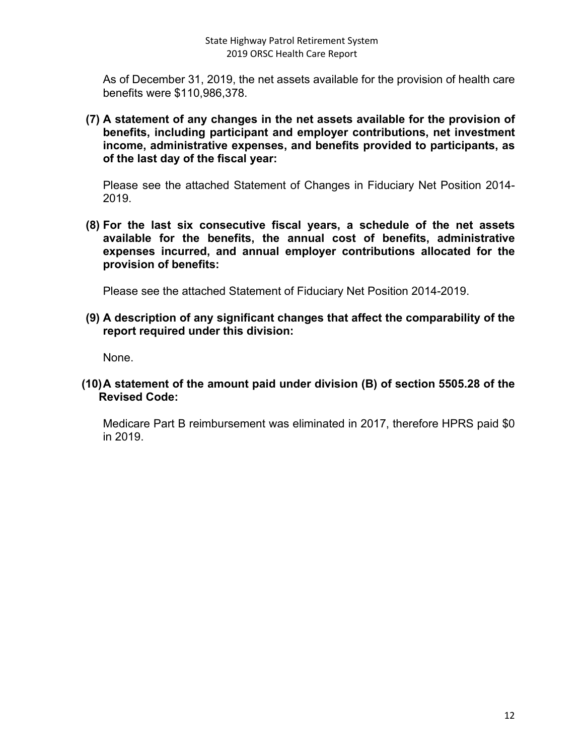As of December 31, 2019, the net assets available for the provision of health care benefits were $110,986,378.

**(7) A statement of any changes in the net assets available for the provision of benefits, including participant and employer contributions, net investment income, administrative expenses, and benefits provided to participants, as of the last day of the fiscal year:**

Please see the attached Statement of Changes in Fiduciary Net Position 2014-2019.

**(8) For the last six consecutive fiscal years, a schedule of the net assets available for the benefits, the annual cost of benefits, administrative expenses incurred, and annual employer contributions allocated for the provision of benefits:**

Please see the attached Statement of Fiduciary Net Position 2014-2019.

**(9) A description of any significant changes that affect the comparability of the report required under this division:**

None.

**(10) A statement of the amount paid under division (B) of section 5505.28 of the Revised Code:**

Medicare Part B reimbursement was eliminated in 2017, therefore HPRS paid $0 in 2019.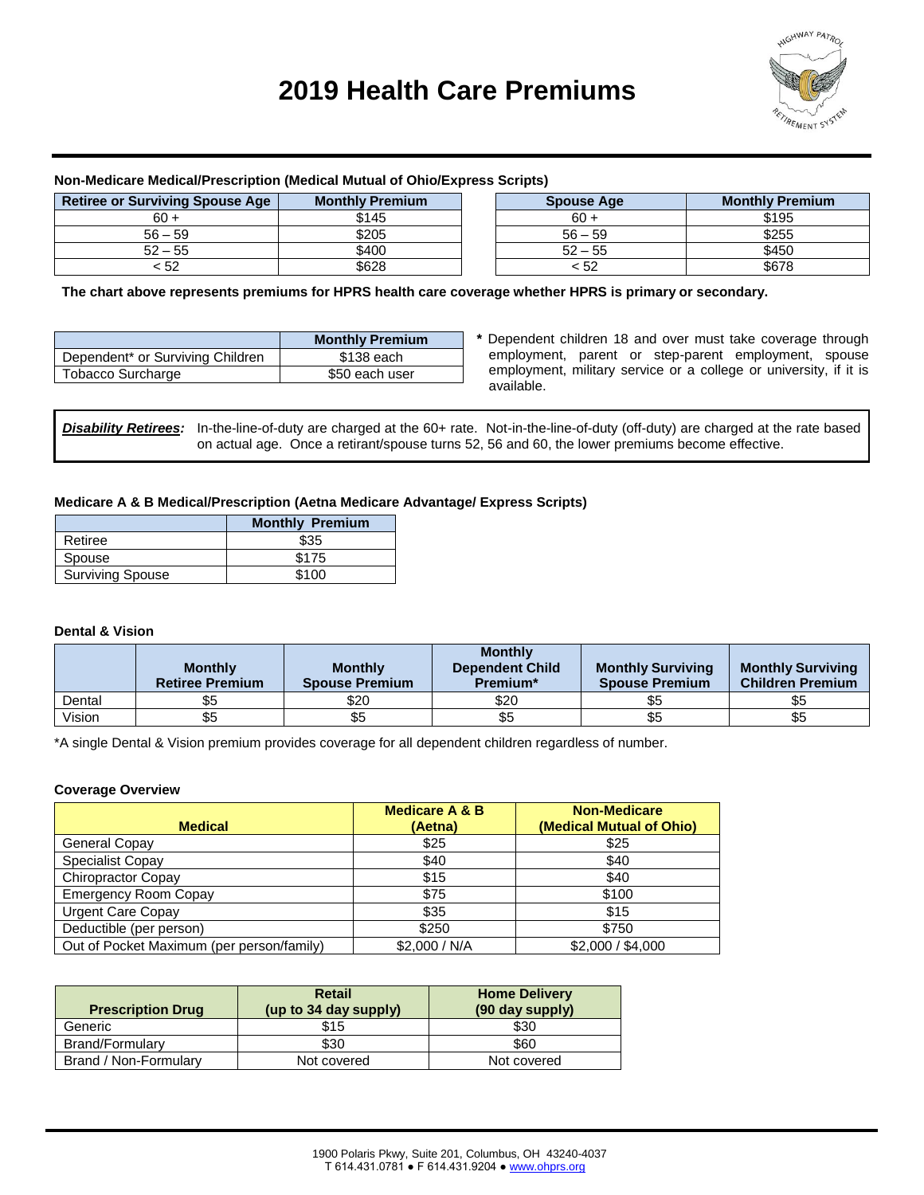# 2019 Health Care Premiums

**Non-Medicare Medical/Prescription (Medical Mutual of Ohio/Express Scripts)**

| Retiree or Surviving Spouse Age | Monthly Premium |
|---|---|
| 60 + | $145 |
| 56 – 59 | $205 |
| 52 – 55 | $400 |
| < 52 | $628 |

| Spouse Age | Monthly Premium |
|---|---|
| 60 + | $195 |
| 56 – 59 | $255 |
| 52 – 55 | $450 |
| < 52 | $678 |

**The chart above represents premiums for HPRS health care coverage whether HPRS is primary or secondary.**

| | Monthly Premium |
|---|---|
| Dependent* or Surviving Children | $138 each |
| Tobacco Surcharge | $50 each user |

**\*** Dependent children 18 and over must take coverage through employment, parent or step-parent employment, spouse employment, military service or a college or university, if it is available.

***Disability Retirees:*** In-the-line-of-duty are charged at the 60+ rate. Not-in-the-line-of-duty (off-duty) are charged at the rate based on actual age. Once a retirant/spouse turns 52, 56 and 60, the lower premiums become effective.

**Medicare A & B Medical/Prescription (Aetna Medicare Advantage/ Express Scripts)**

| | Monthly Premium |
|---|---|
| Retiree | $35 |
| Spouse | $175 |
| Surviving Spouse | $100 |

**Dental & Vision**

| | Monthly Retiree Premium | Monthly Spouse Premium | Monthly Dependent Child Premium* | Monthly Surviving Spouse Premium | Monthly Surviving Children Premium |
|---|---|---|---|---|---|
| Dental | $5 | $20 | $20 | $5 | $5 |
| Vision | $5 | $5 | $5 | $5 | $5 |

*A single Dental & Vision premium provides coverage for all dependent children regardless of number.

**Coverage Overview**

| Medical | Medicare A & B (Aetna) | Non-Medicare (Medical Mutual of Ohio) |
|---|---|---|
| General Copay | $25 | $25 |
| Specialist Copay | $40 | $40 |
| Chiropractor Copay | $15 | $40 |
| Emergency Room Copay | $75 | $100 |
| Urgent Care Copay | $35 | $15 |
| Deductible (per person) | $250 | $750 |
| Out of Pocket Maximum (per person/family) | $2,000 / N/A | $2,000 / $4,000 |

| Prescription Drug | Retail (up to 34 day supply) | Home Delivery (90 day supply) |
|---|---|---|
| Generic | $15 | $30 |
| Brand/Formulary | $30 | $60 |
| Brand / Non-Formulary | Not covered | Not covered |

1900 Polaris Pkwy, Suite 201, Columbus, OH 43240-4037
T 614.431.0781 ● F 614.431.9204 ● www.ohprs.org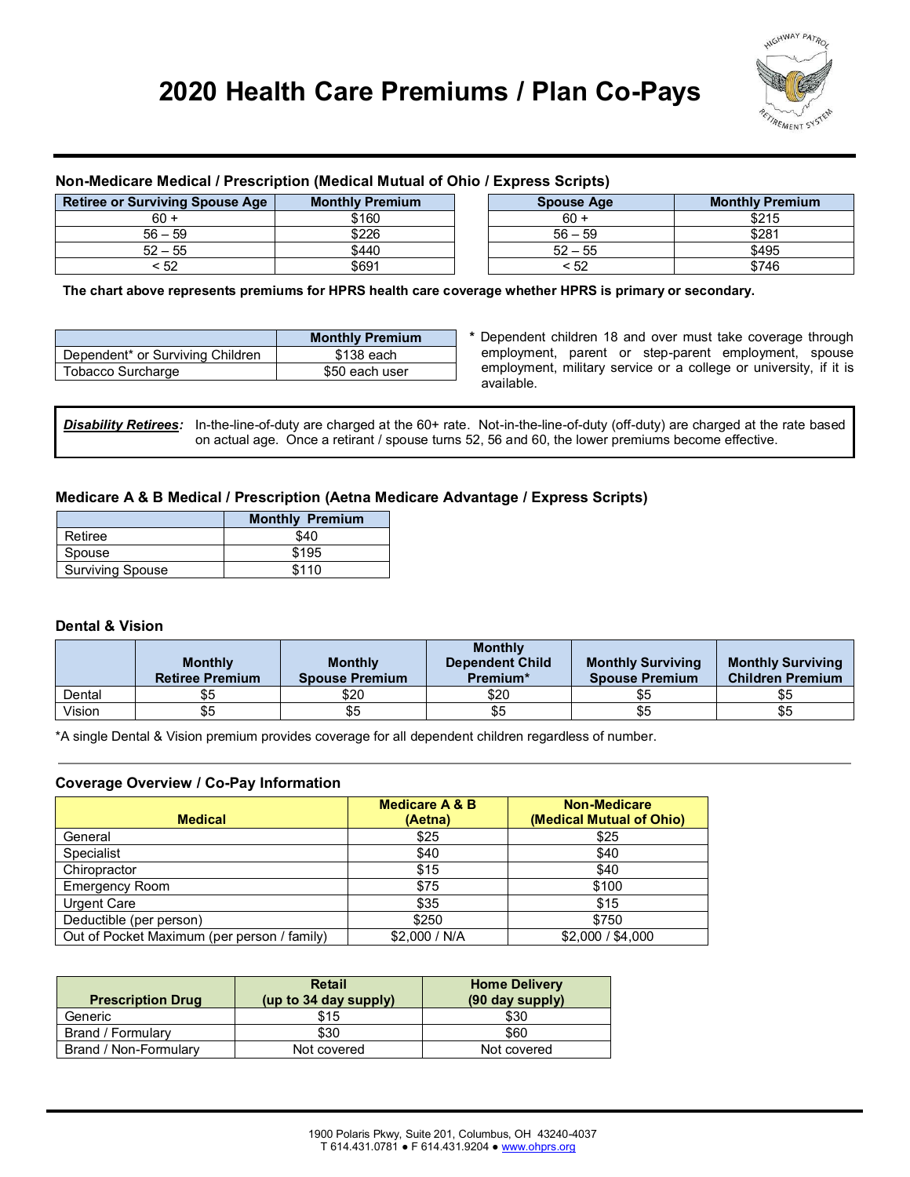# 2020 Health Care Premiums / Plan Co-Pays

### Non-Medicare Medical / Prescription (Medical Mutual of Ohio / Express Scripts)

| Retiree or Surviving Spouse Age | Monthly Premium |
|---|---|
| 60 + | $160 |
| 56 – 59 | $226 |
| 52 – 55 | $440 |
| < 52 | $691 |

| Spouse Age | Monthly Premium |
|---|---|
| 60 + | $215 |
| 56 – 59 | $281 |
| 52 – 55 | $495 |
| < 52 | $746 |

**The chart above represents premiums for HPRS health care coverage whether HPRS is primary or secondary.**

| | Monthly Premium |
|---|---|
| Dependent* or Surviving Children | $138 each |
| Tobacco Surcharge | $50 each user |

* Dependent children 18 and over must take coverage through employment, parent or step-parent employment, spouse employment, military service or a college or university, if it is available.

***Disability Retirees:*** In-the-line-of-duty are charged at the 60+ rate. Not-in-the-line-of-duty (off-duty) are charged at the rate based on actual age. Once a retirant / spouse turns 52, 56 and 60, the lower premiums become effective.

### Medicare A & B Medical / Prescription (Aetna Medicare Advantage / Express Scripts)

| | Monthly Premium |
|---|---|
| Retiree | $40 |
| Spouse | $195 |
| Surviving Spouse | $110 |

### Dental & Vision

| | Monthly Retiree Premium | Monthly Spouse Premium | Monthly Dependent Child Premium* | Monthly Surviving Spouse Premium | Monthly Surviving Children Premium |
|---|---|---|---|---|---|
| Dental | $5 | $20 | $20 | $5 | $5 |
| Vision | $5 | $5 | $5 | $5 | $5 |

*A single Dental & Vision premium provides coverage for all dependent children regardless of number.

### Coverage Overview / Co-Pay Information

| Medical | Medicare A & B (Aetna) | Non-Medicare (Medical Mutual of Ohio) |
|---|---|---|
| General | $25 | $25 |
| Specialist | $40 | $40 |
| Chiropractor | $15 | $40 |
| Emergency Room | $75 | $100 |
| Urgent Care | $35 | $15 |
| Deductible (per person) | $250 | $750 |
| Out of Pocket Maximum (per person / family) | $2,000 / N/A | $2,000 / $4,000 |

| Prescription Drug | Retail (up to 34 day supply) | Home Delivery (90 day supply) |
|---|---|---|
| Generic | $15 | $30 |
| Brand / Formulary | $30 | $60 |
| Brand / Non-Formulary | Not covered | Not covered |

1900 Polaris Pkwy, Suite 201, Columbus, OH 43240-4037
T 614.431.0781 ● F 614.431.9204 ● www.ohprs.org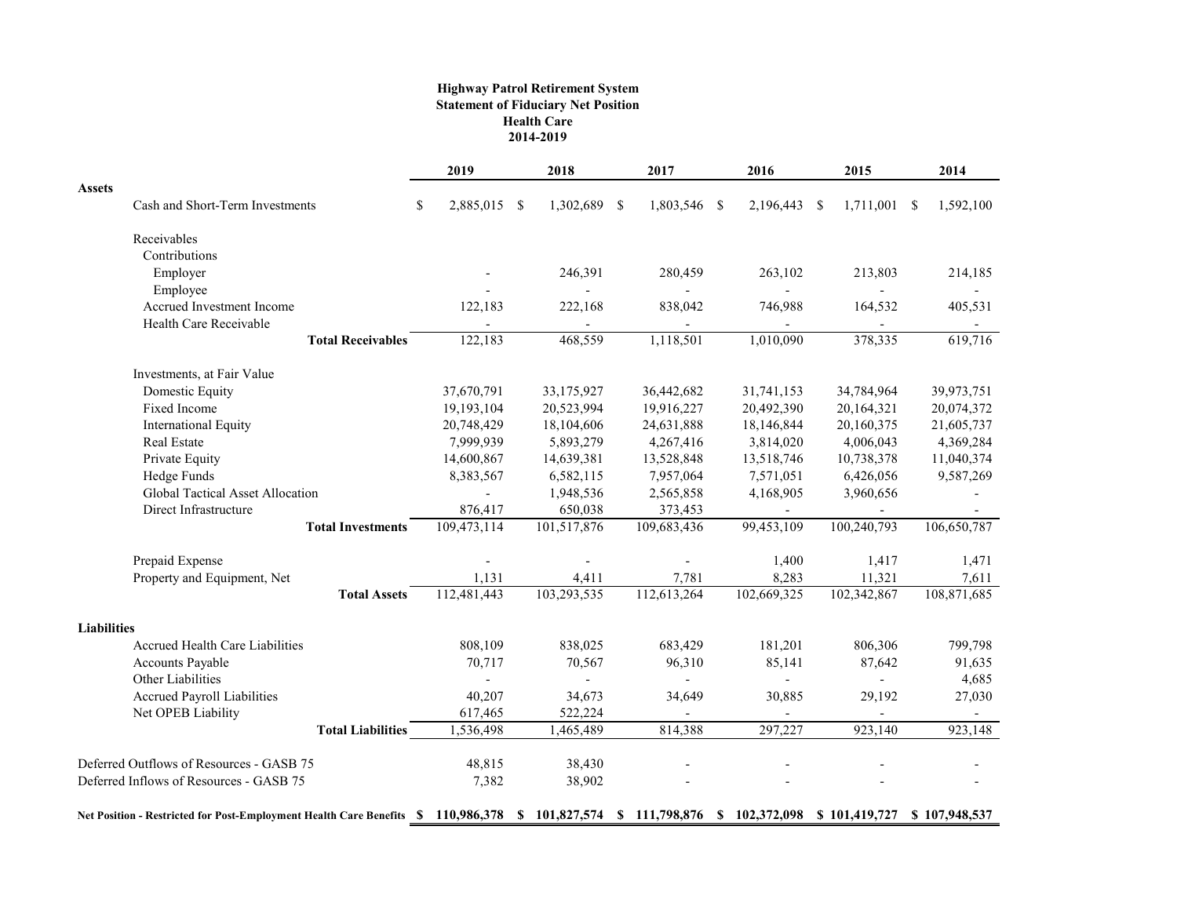**Highway Patrol Retirement System**
**Statement of Fiduciary Net Position**
**Health Care**
**2014-2019**

| | 2019 | 2018 | 2017 | 2016 | 2015 | 2014 |
|---|---|---|---|---|---|---|
| **Assets** | | | | | | |
| Cash and Short-Term Investments | $ 2,885,015 | $ 1,302,689 | $ 1,803,546 | $ 2,196,443 | $ 1,711,001 | $ 1,592,100 |
| Receivables | | | | | | |
| Contributions | | | | | | |
| Employer | - | 246,391 | 280,459 | 263,102 | 213,803 | 214,185 |
| Employee | - | - | - | - | - | - |
| Accrued Investment Income | 122,183 | 222,168 | 838,042 | 746,988 | 164,532 | 405,531 |
| Health Care Receivable | - | - | - | - | - | - |
| **Total Receivables** | 122,183 | 468,559 | 1,118,501 | 1,010,090 | 378,335 | 619,716 |
| Investments, at Fair Value | | | | | | |
| Domestic Equity | 37,670,791 | 33,175,927 | 36,442,682 | 31,741,153 | 34,784,964 | 39,973,751 |
| Fixed Income | 19,193,104 | 20,523,994 | 19,916,227 | 20,492,390 | 20,164,321 | 20,074,372 |
| International Equity | 20,748,429 | 18,104,606 | 24,631,888 | 18,146,844 | 20,160,375 | 21,605,737 |
| Real Estate | 7,999,939 | 5,893,279 | 4,267,416 | 3,814,020 | 4,006,043 | 4,369,284 |
| Private Equity | 14,600,867 | 14,639,381 | 13,528,848 | 13,518,746 | 10,738,378 | 11,040,374 |
| Hedge Funds | 8,383,567 | 6,582,115 | 7,957,064 | 7,571,051 | 6,426,056 | 9,587,269 |
| Global Tactical Asset Allocation | - | 1,948,536 | 2,565,858 | 4,168,905 | 3,960,656 | - |
| Direct Infrastructure | 876,417 | 650,038 | 373,453 | - | - | - |
| **Total Investments** | 109,473,114 | 101,517,876 | 109,683,436 | 99,453,109 | 100,240,793 | 106,650,787 |
| Prepaid Expense | - | - | - | 1,400 | 1,417 | 1,471 |
| Property and Equipment, Net | 1,131 | 4,411 | 7,781 | 8,283 | 11,321 | 7,611 |
| **Total Assets** | 112,481,443 | 103,293,535 | 112,613,264 | 102,669,325 | 102,342,867 | 108,871,685 |
| **Liabilities** | | | | | | |
| Accrued Health Care Liabilities | 808,109 | 838,025 | 683,429 | 181,201 | 806,306 | 799,798 |
| Accounts Payable | 70,717 | 70,567 | 96,310 | 85,141 | 87,642 | 91,635 |
| Other Liabilities | - | - | - | - | - | 4,685 |
| Accrued Payroll Liabilities | 40,207 | 34,673 | 34,649 | 30,885 | 29,192 | 27,030 |
| Net OPEB Liability | 617,465 | 522,224 | - | - | - | - |
| **Total Liabilities** | 1,536,498 | 1,465,489 | 814,388 | 297,227 | 923,140 | 923,148 |
| Deferred Outflows of Resources - GASB 75 | 48,815 | 38,430 | - | - | - | - |
| Deferred Inflows of Resources - GASB 75 | 7,382 | 38,902 | - | - | - | - |
| **Net Position - Restricted for Post-Employment Health Care Benefits** | **$ 110,986,378** | **$ 101,827,574** | **$ 111,798,876** | **$ 102,372,098** | **$ 101,419,727** | **$ 107,948,537** |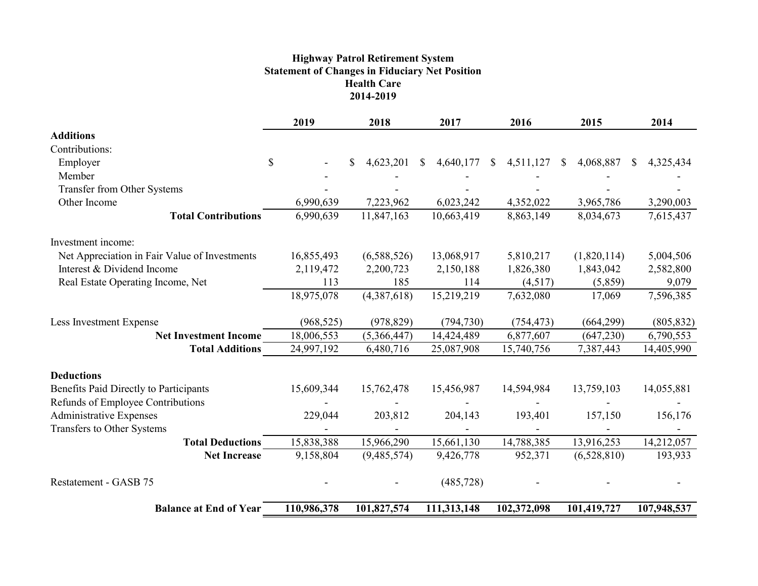**Highway Patrol Retirement System**
**Statement of Changes in Fiduciary Net Position**
**Health Care**
**2014-2019**

| | 2019 | 2018 | 2017 | 2016 | 2015 | 2014 |
|---|---|---|---|---|---|---|
| **Additions** | | | | | | |
| Contributions: | | | | | | |
| Employer | $ - | $ 4,623,201 | $ 4,640,177 | $ 4,511,127 | $ 4,068,887 | $ 4,325,434 |
| Member | - | - | - | - | - | - |
| Transfer from Other Systems | - | - | - | - | - | - |
| Other Income | 6,990,639 | 7,223,962 | 6,023,242 | 4,352,022 | 3,965,786 | 3,290,003 |
| **Total Contributions** | 6,990,639 | 11,847,163 | 10,663,419 | 8,863,149 | 8,034,673 | 7,615,437 |
| Investment income: | | | | | | |
| Net Appreciation in Fair Value of Investments | 16,855,493 | (6,588,526) | 13,068,917 | 5,810,217 | (1,820,114) | 5,004,506 |
| Interest & Dividend Income | 2,119,472 | 2,200,723 | 2,150,188 | 1,826,380 | 1,843,042 | 2,582,800 |
| Real Estate Operating Income, Net | 113 | 185 | 114 | (4,517) | (5,859) | 9,079 |
| | 18,975,078 | (4,387,618) | 15,219,219 | 7,632,080 | 17,069 | 7,596,385 |
| Less Investment Expense | (968,525) | (978,829) | (794,730) | (754,473) | (664,299) | (805,832) |
| **Net Investment Income** | 18,006,553 | (5,366,447) | 14,424,489 | 6,877,607 | (647,230) | 6,790,553 |
| **Total Additions** | 24,997,192 | 6,480,716 | 25,087,908 | 15,740,756 | 7,387,443 | 14,405,990 |
| **Deductions** | | | | | | |
| Benefits Paid Directly to Participants | 15,609,344 | 15,762,478 | 15,456,987 | 14,594,984 | 13,759,103 | 14,055,881 |
| Refunds of Employee Contributions | - | - | - | - | - | - |
| Administrative Expenses | 229,044 | 203,812 | 204,143 | 193,401 | 157,150 | 156,176 |
| Transfers to Other Systems | - | - | - | - | - | - |
| **Total Deductions** | 15,838,388 | 15,966,290 | 15,661,130 | 14,788,385 | 13,916,253 | 14,212,057 |
| **Net Increase** | 9,158,804 | (9,485,574) | 9,426,778 | 952,371 | (6,528,810) | 193,933 |
| Restatement - GASB 75 | - | - | (485,728) | - | - | - |
| **Balance at End of Year** | **110,986,378** | **101,827,574** | **111,313,148** | **102,372,098** | **101,419,727** | **107,948,537** |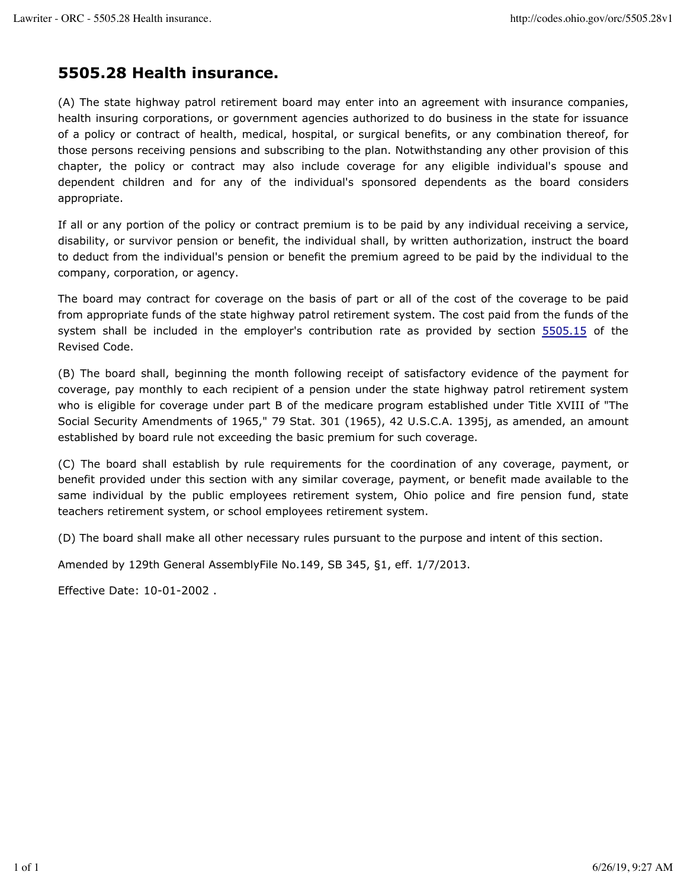# 5505.28 Health insurance.

(A) The state highway patrol retirement board may enter into an agreement with insurance companies, health insuring corporations, or government agencies authorized to do business in the state for issuance of a policy or contract of health, medical, hospital, or surgical benefits, or any combination thereof, for those persons receiving pensions and subscribing to the plan. Notwithstanding any other provision of this chapter, the policy or contract may also include coverage for any eligible individual's spouse and dependent children and for any of the individual's sponsored dependents as the board considers appropriate.

If all or any portion of the policy or contract premium is to be paid by any individual receiving a service, disability, or survivor pension or benefit, the individual shall, by written authorization, instruct the board to deduct from the individual's pension or benefit the premium agreed to be paid by the individual to the company, corporation, or agency.

The board may contract for coverage on the basis of part or all of the cost of the coverage to be paid from appropriate funds of the state highway patrol retirement system. The cost paid from the funds of the system shall be included in the employer's contribution rate as provided by section 5505.15 of the Revised Code.

(B) The board shall, beginning the month following receipt of satisfactory evidence of the payment for coverage, pay monthly to each recipient of a pension under the state highway patrol retirement system who is eligible for coverage under part B of the medicare program established under Title XVIII of "The Social Security Amendments of 1965," 79 Stat. 301 (1965), 42 U.S.C.A. 1395j, as amended, an amount established by board rule not exceeding the basic premium for such coverage.

(C) The board shall establish by rule requirements for the coordination of any coverage, payment, or benefit provided under this section with any similar coverage, payment, or benefit made available to the same individual by the public employees retirement system, Ohio police and fire pension fund, state teachers retirement system, or school employees retirement system.

(D) The board shall make all other necessary rules pursuant to the purpose and intent of this section.

Amended by 129th General AssemblyFile No.149, SB 345, §1, eff. 1/7/2013.

Effective Date: 10-01-2002 .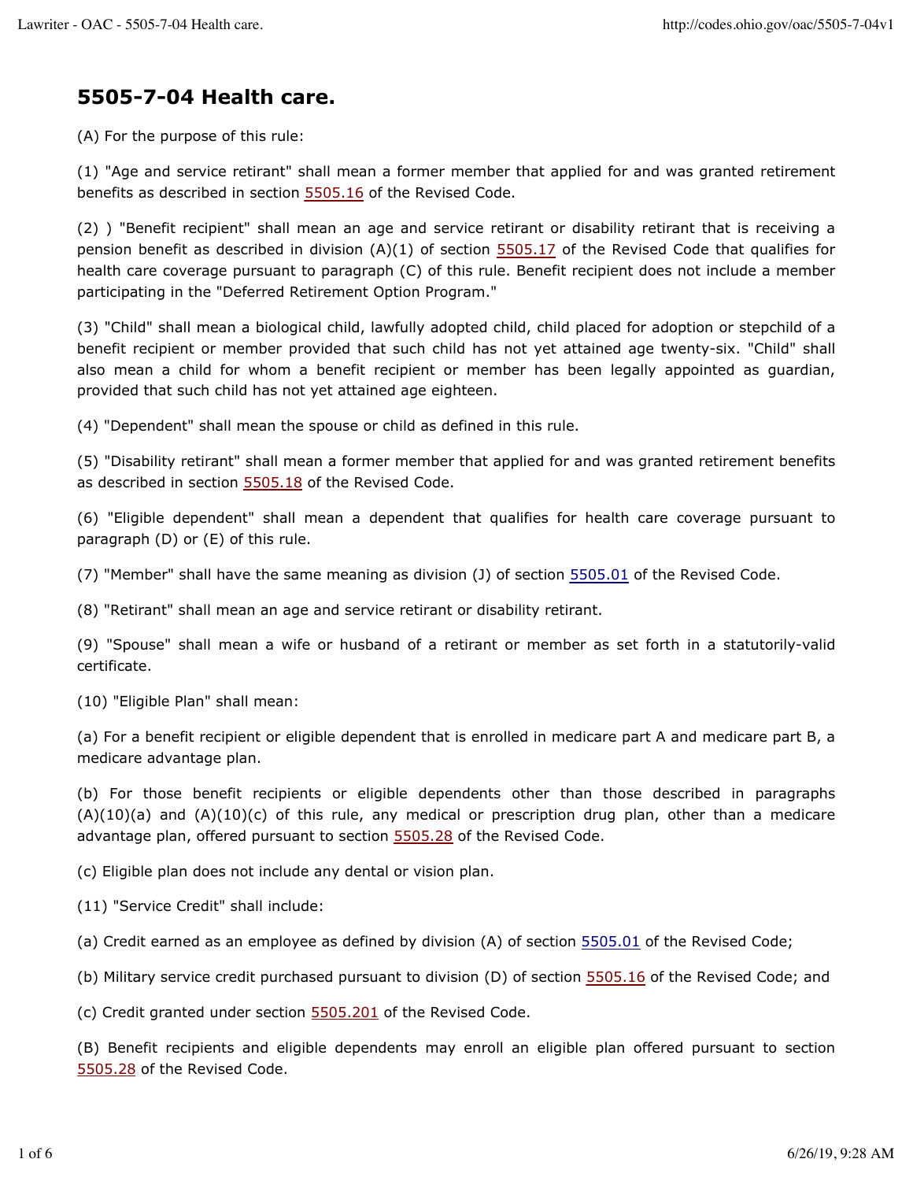# 5505-7-04 Health care.

(A) For the purpose of this rule:

(1) "Age and service retirant" shall mean a former member that applied for and was granted retirement benefits as described in section 5505.16 of the Revised Code.

(2) ) "Benefit recipient" shall mean an age and service retirant or disability retirant that is receiving a pension benefit as described in division (A)(1) of section 5505.17 of the Revised Code that qualifies for health care coverage pursuant to paragraph (C) of this rule. Benefit recipient does not include a member participating in the "Deferred Retirement Option Program."

(3) "Child" shall mean a biological child, lawfully adopted child, child placed for adoption or stepchild of a benefit recipient or member provided that such child has not yet attained age twenty-six. "Child" shall also mean a child for whom a benefit recipient or member has been legally appointed as guardian, provided that such child has not yet attained age eighteen.

(4) "Dependent" shall mean the spouse or child as defined in this rule.

(5) "Disability retirant" shall mean a former member that applied for and was granted retirement benefits as described in section 5505.18 of the Revised Code.

(6) "Eligible dependent" shall mean a dependent that qualifies for health care coverage pursuant to paragraph (D) or (E) of this rule.

(7) "Member" shall have the same meaning as division (J) of section 5505.01 of the Revised Code.

(8) "Retirant" shall mean an age and service retirant or disability retirant.

(9) "Spouse" shall mean a wife or husband of a retirant or member as set forth in a statutorily-valid certificate.

(10) "Eligible Plan" shall mean:

(a) For a benefit recipient or eligible dependent that is enrolled in medicare part A and medicare part B, a medicare advantage plan.

(b) For those benefit recipients or eligible dependents other than those described in paragraphs (A)(10)(a) and (A)(10)(c) of this rule, any medical or prescription drug plan, other than a medicare advantage plan, offered pursuant to section 5505.28 of the Revised Code.

(c) Eligible plan does not include any dental or vision plan.

(11) "Service Credit" shall include:

(a) Credit earned as an employee as defined by division (A) of section 5505.01 of the Revised Code;

(b) Military service credit purchased pursuant to division (D) of section 5505.16 of the Revised Code; and

(c) Credit granted under section 5505.201 of the Revised Code.

(B) Benefit recipients and eligible dependents may enroll an eligible plan offered pursuant to section 5505.28 of the Revised Code.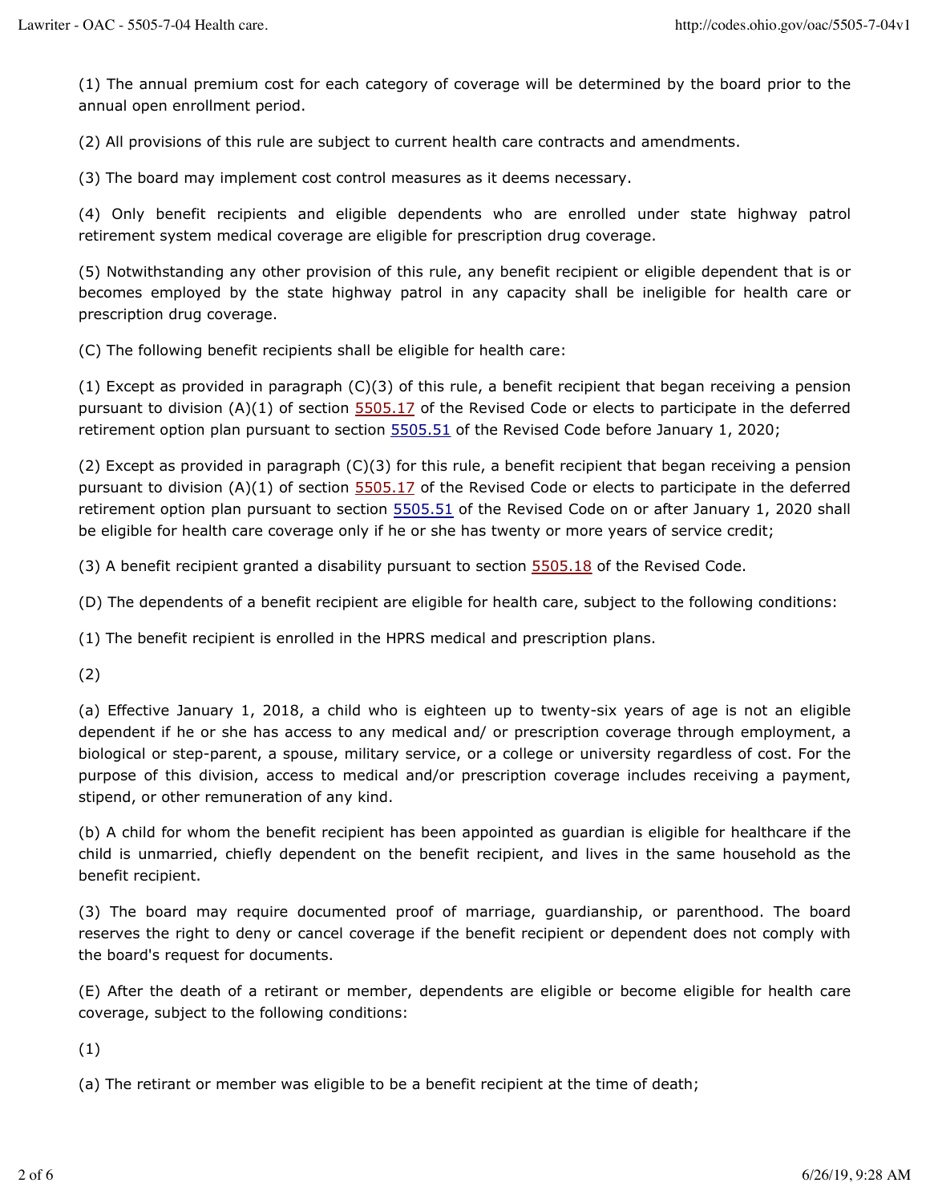(1) The annual premium cost for each category of coverage will be determined by the board prior to the annual open enrollment period.

(2) All provisions of this rule are subject to current health care contracts and amendments.

(3) The board may implement cost control measures as it deems necessary.

(4) Only benefit recipients and eligible dependents who are enrolled under state highway patrol retirement system medical coverage are eligible for prescription drug coverage.

(5) Notwithstanding any other provision of this rule, any benefit recipient or eligible dependent that is or becomes employed by the state highway patrol in any capacity shall be ineligible for health care or prescription drug coverage.

(C) The following benefit recipients shall be eligible for health care:

(1) Except as provided in paragraph (C)(3) of this rule, a benefit recipient that began receiving a pension pursuant to division (A)(1) of section 5505.17 of the Revised Code or elects to participate in the deferred retirement option plan pursuant to section 5505.51 of the Revised Code before January 1, 2020;

(2) Except as provided in paragraph (C)(3) for this rule, a benefit recipient that began receiving a pension pursuant to division (A)(1) of section 5505.17 of the Revised Code or elects to participate in the deferred retirement option plan pursuant to section 5505.51 of the Revised Code on or after January 1, 2020 shall be eligible for health care coverage only if he or she has twenty or more years of service credit;

(3) A benefit recipient granted a disability pursuant to section 5505.18 of the Revised Code.

(D) The dependents of a benefit recipient are eligible for health care, subject to the following conditions:

(1) The benefit recipient is enrolled in the HPRS medical and prescription plans.

(2)

(a) Effective January 1, 2018, a child who is eighteen up to twenty-six years of age is not an eligible dependent if he or she has access to any medical and/ or prescription coverage through employment, a biological or step-parent, a spouse, military service, or a college or university regardless of cost. For the purpose of this division, access to medical and/or prescription coverage includes receiving a payment, stipend, or other remuneration of any kind.

(b) A child for whom the benefit recipient has been appointed as guardian is eligible for healthcare if the child is unmarried, chiefly dependent on the benefit recipient, and lives in the same household as the benefit recipient.

(3) The board may require documented proof of marriage, guardianship, or parenthood. The board reserves the right to deny or cancel coverage if the benefit recipient or dependent does not comply with the board's request for documents.

(E) After the death of a retirant or member, dependents are eligible or become eligible for health care coverage, subject to the following conditions:

(1)

(a) The retirant or member was eligible to be a benefit recipient at the time of death;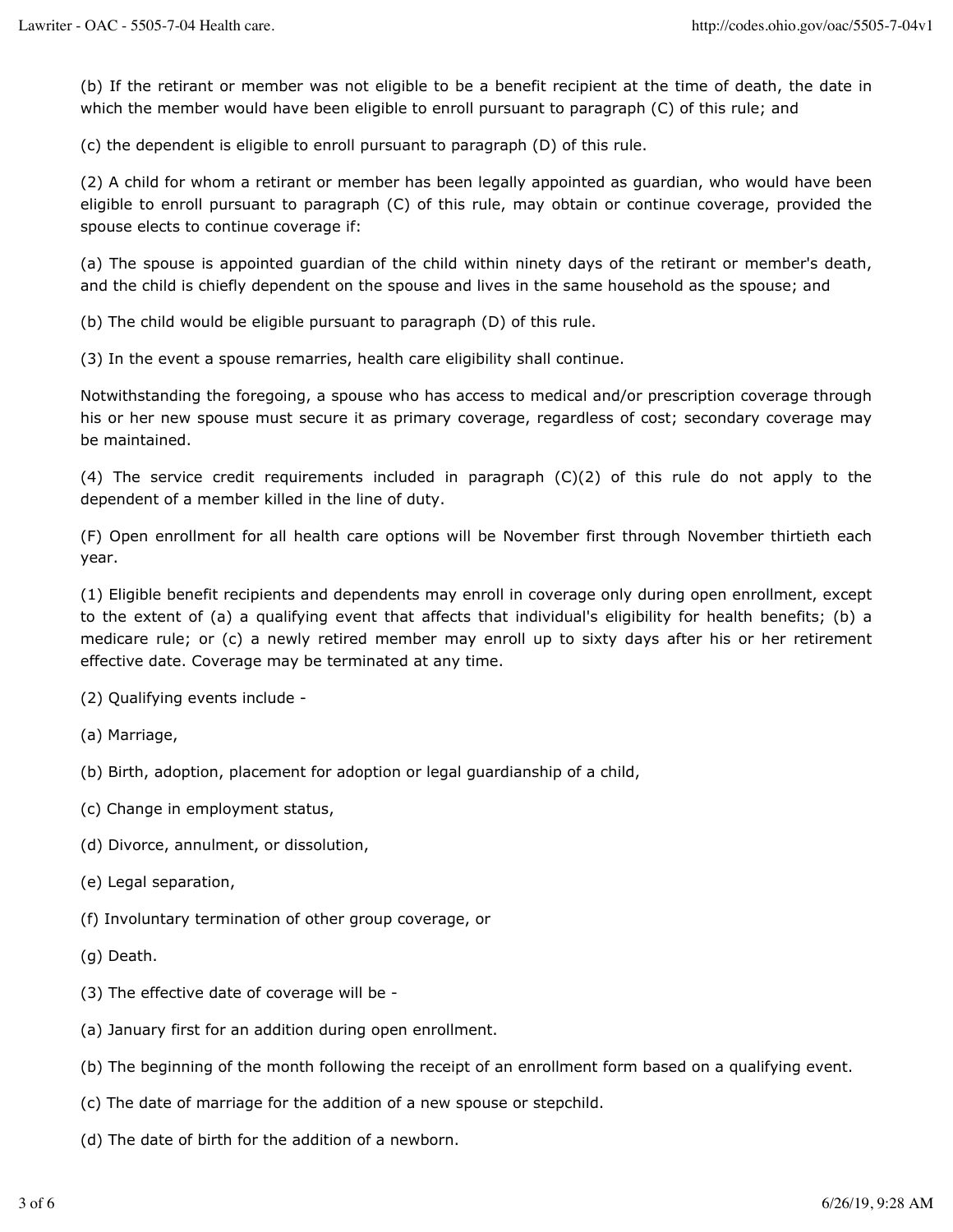(b) If the retirant or member was not eligible to be a benefit recipient at the time of death, the date in which the member would have been eligible to enroll pursuant to paragraph (C) of this rule; and

(c) the dependent is eligible to enroll pursuant to paragraph (D) of this rule.

(2) A child for whom a retirant or member has been legally appointed as guardian, who would have been eligible to enroll pursuant to paragraph (C) of this rule, may obtain or continue coverage, provided the spouse elects to continue coverage if:

(a) The spouse is appointed guardian of the child within ninety days of the retirant or member's death, and the child is chiefly dependent on the spouse and lives in the same household as the spouse; and

(b) The child would be eligible pursuant to paragraph (D) of this rule.

(3) In the event a spouse remarries, health care eligibility shall continue.

Notwithstanding the foregoing, a spouse who has access to medical and/or prescription coverage through his or her new spouse must secure it as primary coverage, regardless of cost; secondary coverage may be maintained.

(4) The service credit requirements included in paragraph (C)(2) of this rule do not apply to the dependent of a member killed in the line of duty.

(F) Open enrollment for all health care options will be November first through November thirtieth each year.

(1) Eligible benefit recipients and dependents may enroll in coverage only during open enrollment, except to the extent of (a) a qualifying event that affects that individual's eligibility for health benefits; (b) a medicare rule; or (c) a newly retired member may enroll up to sixty days after his or her retirement effective date. Coverage may be terminated at any time.

(2) Qualifying events include -

(a) Marriage,

(b) Birth, adoption, placement for adoption or legal guardianship of a child,

(c) Change in employment status,

(d) Divorce, annulment, or dissolution,

(e) Legal separation,

(f) Involuntary termination of other group coverage, or

(g) Death.

(3) The effective date of coverage will be -

(a) January first for an addition during open enrollment.

(b) The beginning of the month following the receipt of an enrollment form based on a qualifying event.

(c) The date of marriage for the addition of a new spouse or stepchild.

(d) The date of birth for the addition of a newborn.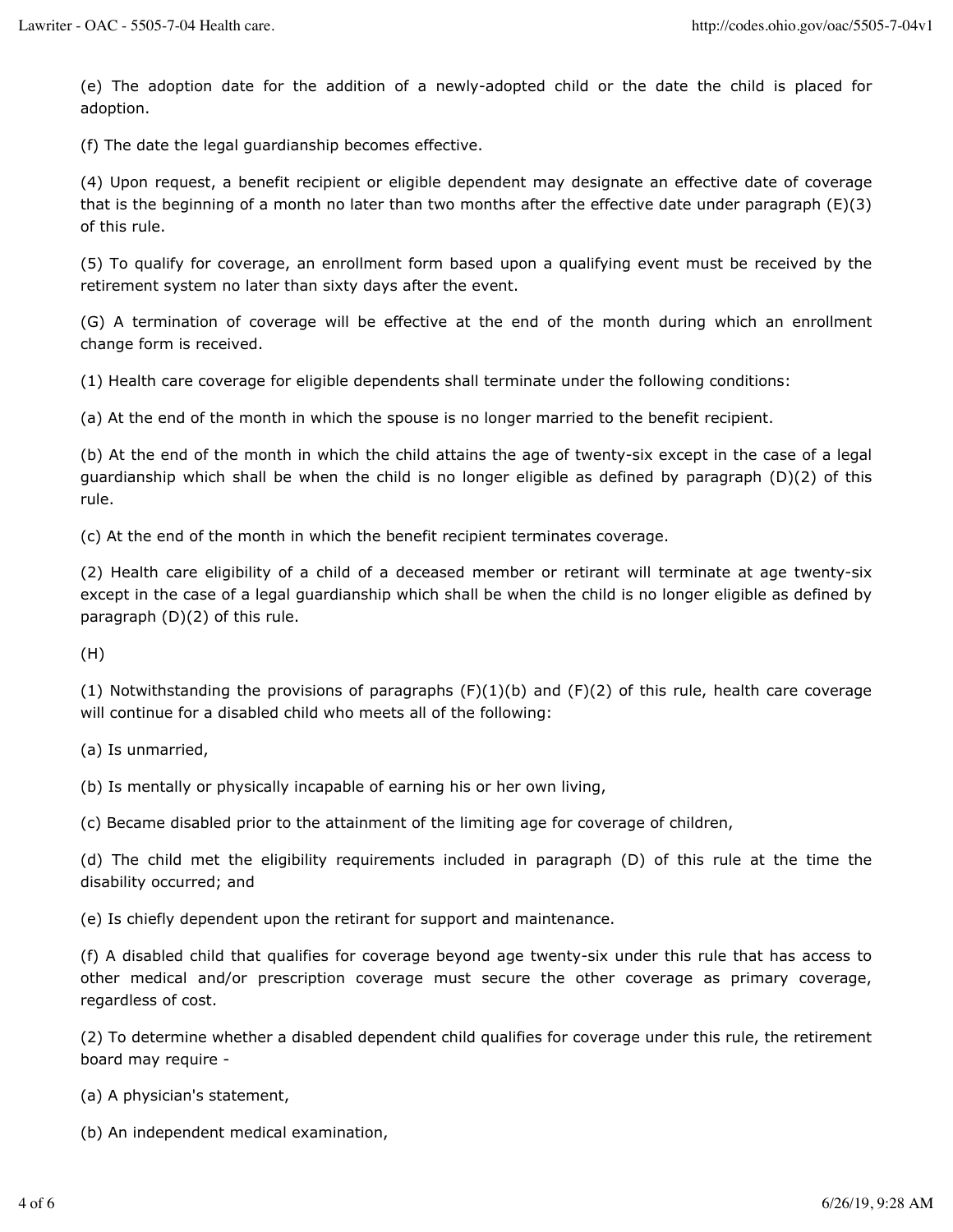(e) The adoption date for the addition of a newly-adopted child or the date the child is placed for adoption.

(f) The date the legal guardianship becomes effective.

(4) Upon request, a benefit recipient or eligible dependent may designate an effective date of coverage that is the beginning of a month no later than two months after the effective date under paragraph (E)(3) of this rule.

(5) To qualify for coverage, an enrollment form based upon a qualifying event must be received by the retirement system no later than sixty days after the event.

(G) A termination of coverage will be effective at the end of the month during which an enrollment change form is received.

(1) Health care coverage for eligible dependents shall terminate under the following conditions:

(a) At the end of the month in which the spouse is no longer married to the benefit recipient.

(b) At the end of the month in which the child attains the age of twenty-six except in the case of a legal guardianship which shall be when the child is no longer eligible as defined by paragraph (D)(2) of this rule.

(c) At the end of the month in which the benefit recipient terminates coverage.

(2) Health care eligibility of a child of a deceased member or retirant will terminate at age twenty-six except in the case of a legal guardianship which shall be when the child is no longer eligible as defined by paragraph (D)(2) of this rule.

(H)

(1) Notwithstanding the provisions of paragraphs (F)(1)(b) and (F)(2) of this rule, health care coverage will continue for a disabled child who meets all of the following:

(a) Is unmarried,

(b) Is mentally or physically incapable of earning his or her own living,

(c) Became disabled prior to the attainment of the limiting age for coverage of children,

(d) The child met the eligibility requirements included in paragraph (D) of this rule at the time the disability occurred; and

(e) Is chiefly dependent upon the retirant for support and maintenance.

(f) A disabled child that qualifies for coverage beyond age twenty-six under this rule that has access to other medical and/or prescription coverage must secure the other coverage as primary coverage, regardless of cost.

(2) To determine whether a disabled dependent child qualifies for coverage under this rule, the retirement board may require -

(a) A physician's statement,

(b) An independent medical examination,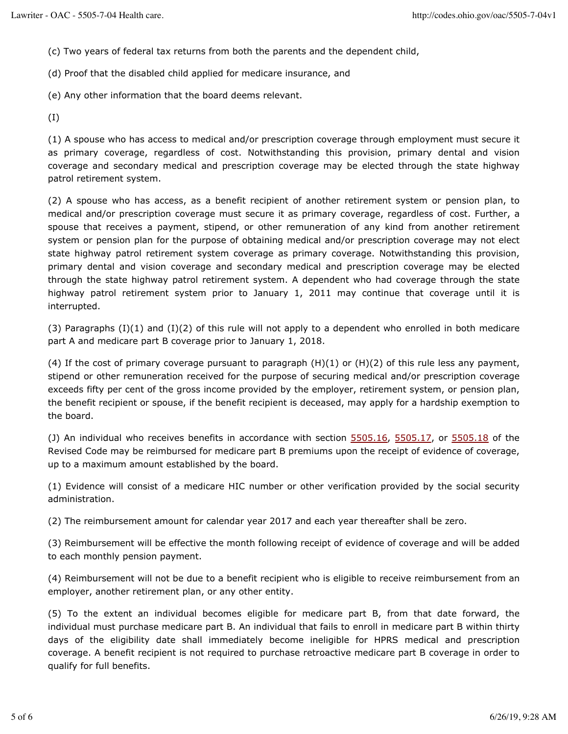(c) Two years of federal tax returns from both the parents and the dependent child,

(d) Proof that the disabled child applied for medicare insurance, and

(e) Any other information that the board deems relevant.

(I)

(1) A spouse who has access to medical and/or prescription coverage through employment must secure it as primary coverage, regardless of cost. Notwithstanding this provision, primary dental and vision coverage and secondary medical and prescription coverage may be elected through the state highway patrol retirement system.

(2) A spouse who has access, as a benefit recipient of another retirement system or pension plan, to medical and/or prescription coverage must secure it as primary coverage, regardless of cost. Further, a spouse that receives a payment, stipend, or other remuneration of any kind from another retirement system or pension plan for the purpose of obtaining medical and/or prescription coverage may not elect state highway patrol retirement system coverage as primary coverage. Notwithstanding this provision, primary dental and vision coverage and secondary medical and prescription coverage may be elected through the state highway patrol retirement system. A dependent who had coverage through the state highway patrol retirement system prior to January 1, 2011 may continue that coverage until it is interrupted.

(3) Paragraphs (I)(1) and (I)(2) of this rule will not apply to a dependent who enrolled in both medicare part A and medicare part B coverage prior to January 1, 2018.

(4) If the cost of primary coverage pursuant to paragraph (H)(1) or (H)(2) of this rule less any payment, stipend or other remuneration received for the purpose of securing medical and/or prescription coverage exceeds fifty per cent of the gross income provided by the employer, retirement system, or pension plan, the benefit recipient or spouse, if the benefit recipient is deceased, may apply for a hardship exemption to the board.

(J) An individual who receives benefits in accordance with section 5505.16, 5505.17, or 5505.18 of the Revised Code may be reimbursed for medicare part B premiums upon the receipt of evidence of coverage, up to a maximum amount established by the board.

(1) Evidence will consist of a medicare HIC number or other verification provided by the social security administration.

(2) The reimbursement amount for calendar year 2017 and each year thereafter shall be zero.

(3) Reimbursement will be effective the month following receipt of evidence of coverage and will be added to each monthly pension payment.

(4) Reimbursement will not be due to a benefit recipient who is eligible to receive reimbursement from an employer, another retirement plan, or any other entity.

(5) To the extent an individual becomes eligible for medicare part B, from that date forward, the individual must purchase medicare part B. An individual that fails to enroll in medicare part B within thirty days of the eligibility date shall immediately become ineligible for HPRS medical and prescription coverage. A benefit recipient is not required to purchase retroactive medicare part B coverage in order to qualify for full benefits.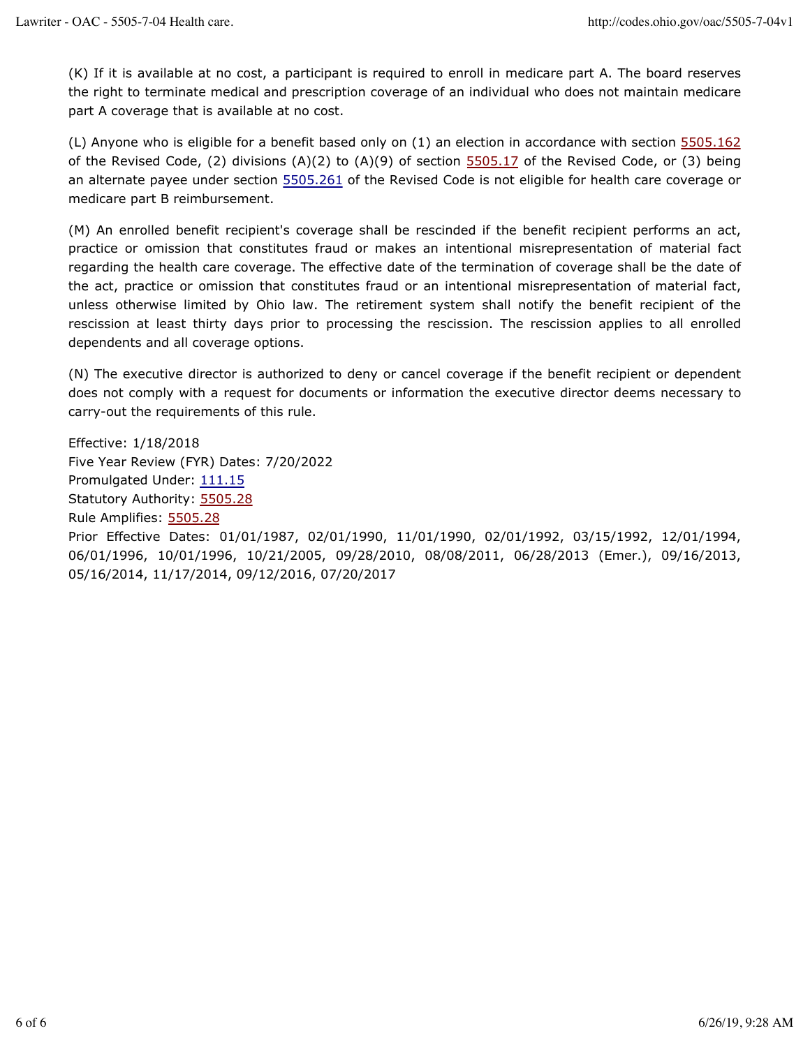(K) If it is available at no cost, a participant is required to enroll in medicare part A. The board reserves the right to terminate medical and prescription coverage of an individual who does not maintain medicare part A coverage that is available at no cost.

(L) Anyone who is eligible for a benefit based only on (1) an election in accordance with section 5505.162 of the Revised Code, (2) divisions (A)(2) to (A)(9) of section 5505.17 of the Revised Code, or (3) being an alternate payee under section 5505.261 of the Revised Code is not eligible for health care coverage or medicare part B reimbursement.

(M) An enrolled benefit recipient's coverage shall be rescinded if the benefit recipient performs an act, practice or omission that constitutes fraud or makes an intentional misrepresentation of material fact regarding the health care coverage. The effective date of the termination of coverage shall be the date of the act, practice or omission that constitutes fraud or an intentional misrepresentation of material fact, unless otherwise limited by Ohio law. The retirement system shall notify the benefit recipient of the rescission at least thirty days prior to processing the rescission. The rescission applies to all enrolled dependents and all coverage options.

(N) The executive director is authorized to deny or cancel coverage if the benefit recipient or dependent does not comply with a request for documents or information the executive director deems necessary to carry-out the requirements of this rule.

Effective: 1/18/2018
Five Year Review (FYR) Dates: 7/20/2022
Promulgated Under: 111.15
Statutory Authority: 5505.28
Rule Amplifies: 5505.28
Prior Effective Dates: 01/01/1987, 02/01/1990, 11/01/1990, 02/01/1992, 03/15/1992, 12/01/1994, 06/01/1996, 10/01/1996, 10/21/2005, 09/28/2010, 08/08/2011, 06/28/2013 (Emer.), 09/16/2013, 05/16/2014, 11/17/2014, 09/12/2016, 07/20/2017